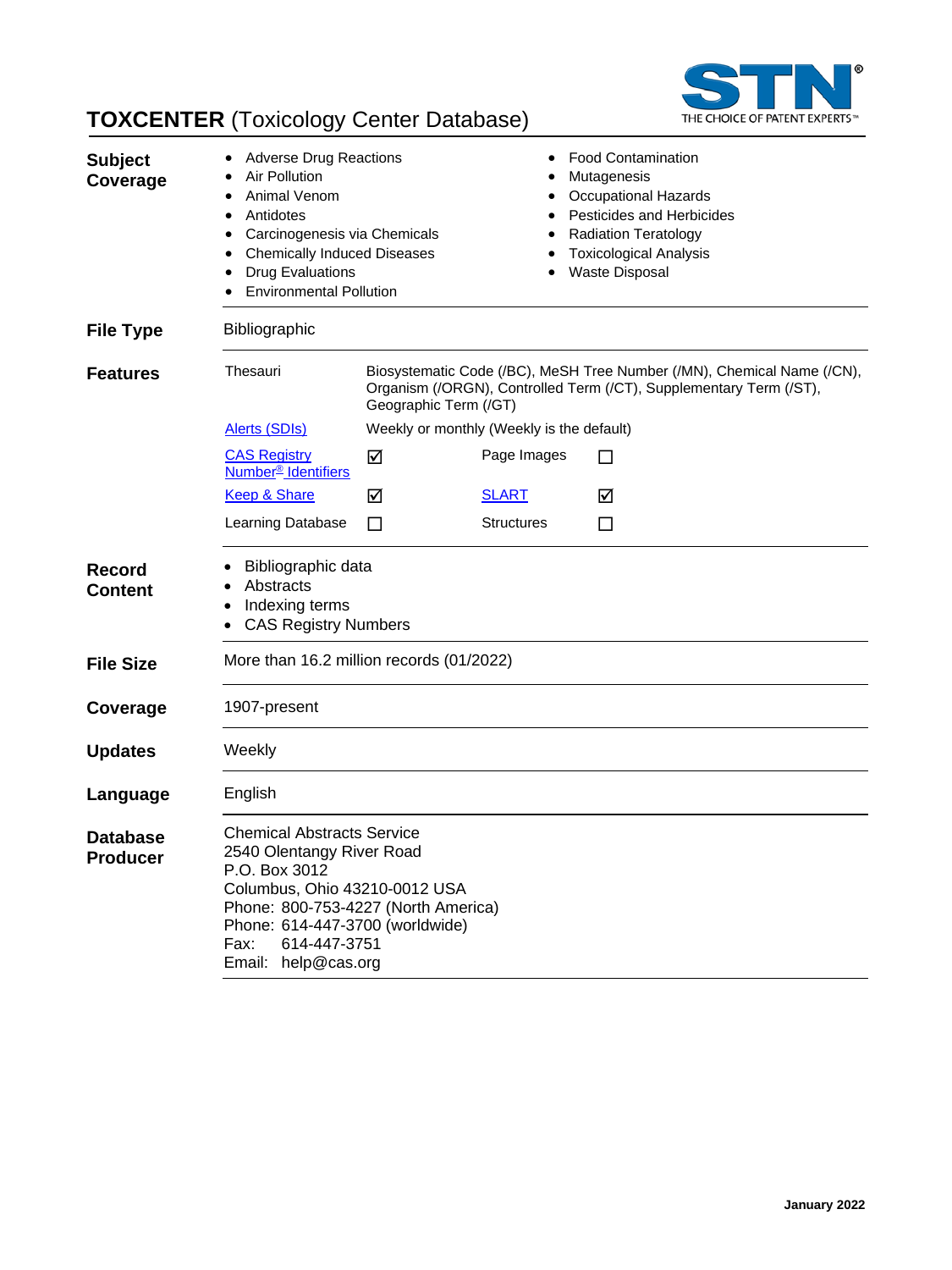# **TOXCENTER** (Toxicology Center Database)

| | |
|---|---|
| **Subject Coverage** | • Adverse Drug Reactions<br>• Air Pollution<br>• Animal Venom<br>• Antidotes<br>• Carcinogenesis via Chemicals<br>• Chemically Induced Diseases<br>• Drug Evaluations<br>• Environmental Pollution<br>• Food Contamination<br>• Mutagenesis<br>• Occupational Hazards<br>• Pesticides and Herbicides<br>• Radiation Teratology<br>• Toxicological Analysis<br>• Waste Disposal |
| **File Type** | Bibliographic |

**Features**

| | | | |
|---|---|---|---|
| Thesauri | Biosystematic Code (/BC), MeSH Tree Number (/MN), Chemical Name (/CN), Organism (/ORGN), Controlled Term (/CT), Supplementary Term (/ST), Geographic Term (/GT) | | |
| Alerts (SDIs) | Weekly or monthly (Weekly is the default) | | |
| CAS Registry Number® Identifiers | ☑ | Page Images | ☐ |
| Keep & Share | ☑ | SLART | ☑ |
| Learning Database | ☐ | Structures | ☐ |

| | |
|---|---|
| **Record Content** | • Bibliographic data<br>• Abstracts<br>• Indexing terms<br>• CAS Registry Numbers |
| **File Size** | More than 16.2 million records (01/2022) |
| **Coverage** | 1907-present |
| **Updates** | Weekly |
| **Language** | English |
| **Database Producer** | Chemical Abstracts Service<br>2540 Olentangy River Road<br>P.O. Box 3012<br>Columbus, Ohio 43210-0012 USA<br>Phone: 800-753-4227 (North America)<br>Phone: 614-447-3700 (worldwide)<br>Fax: 614-447-3751<br>Email: help@cas.org |

January 2022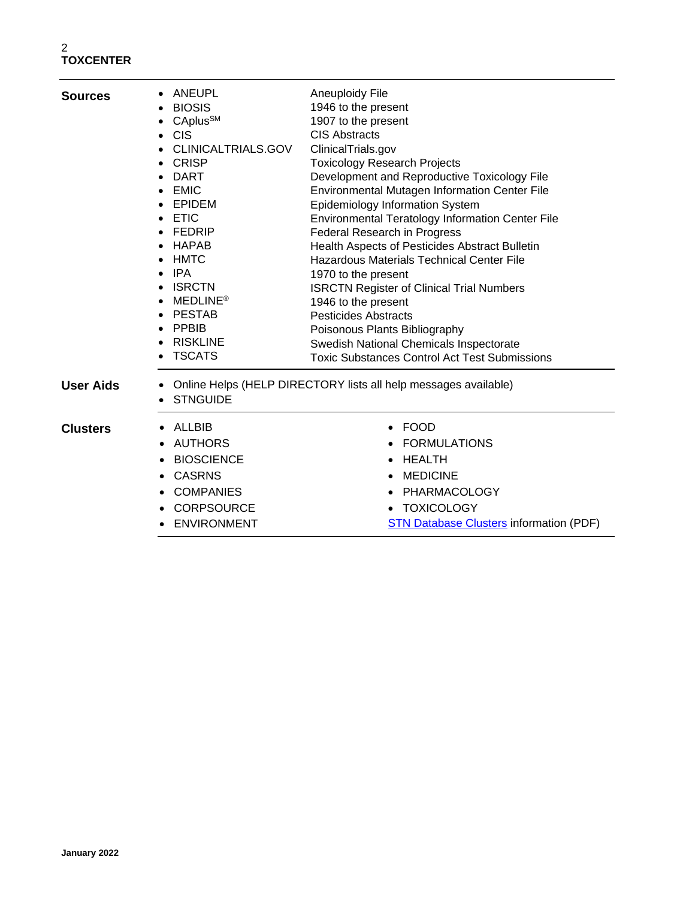| | | |
|---|---|---|
| **Sources** | ANEUPL | Aneuploidy File |
| | BIOSIS | 1946 to the present |
| | CAplus[SM] | 1907 to the present |
| | CIS | CIS Abstracts |
| | CLINICALTRIALS.GOV | ClinicalTrials.gov |
| | CRISP | Toxicology Research Projects |
| | DART | Development and Reproductive Toxicology File |
| | EMIC | Environmental Mutagen Information Center File |
| | EPIDEM | Epidemiology Information System |
| | ETIC | Environmental Teratology Information Center File |
| | FEDRIP | Federal Research in Progress |
| | HAPAB | Health Aspects of Pesticides Abstract Bulletin |
| | HMTC | Hazardous Materials Technical Center File |
| | IPA | 1970 to the present |
| | ISRCTN | ISRCTN Register of Clinical Trial Numbers |
| | MEDLINE® | 1946 to the present |
| | PESTAB | Pesticides Abstracts |
| | PPBIB | Poisonous Plants Bibliography |
| | RISKLINE | Swedish National Chemicals Inspectorate |
| | TSCATS | Toxic Substances Control Act Test Submissions |

**User Aids**

- Online Helps (HELP DIRECTORY lists all help messages available)
- STNGUIDE

**Clusters**

- ALLBIB
- AUTHORS
- BIOSCIENCE
- CASRNS
- COMPANIES
- CORPSOURCE
- ENVIRONMENT
- FOOD
- FORMULATIONS
- HEALTH
- MEDICINE
- PHARMACOLOGY
- TOXICOLOGY

STN Database Clusters information (PDF)

January 2022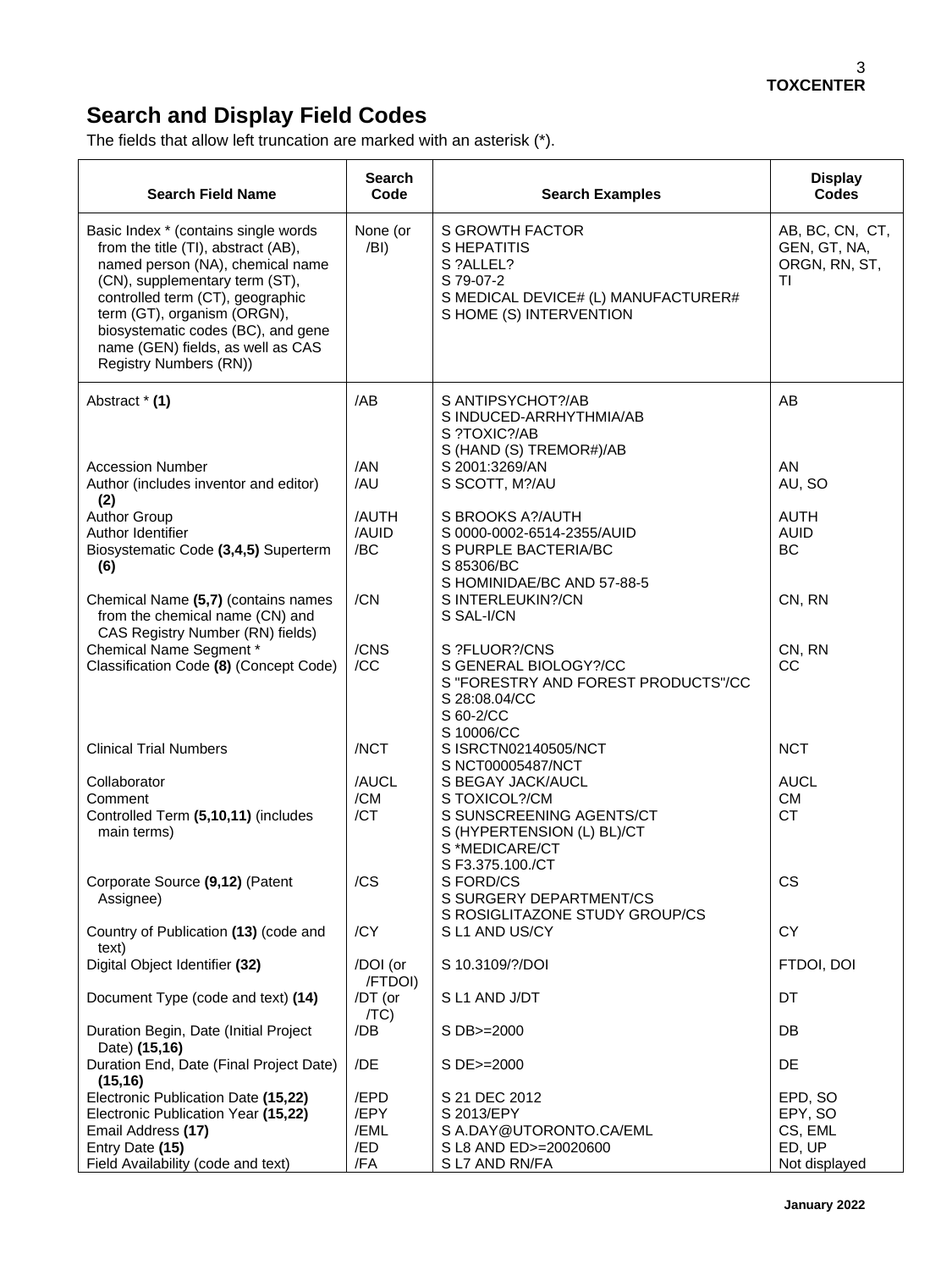## Search and Display Field Codes

The fields that allow left truncation are marked with an asterisk (*).

| Search Field Name | Search Code | Search Examples | Display Codes |
|---|---|---|---|
| Basic Index * (contains single words from the title (TI), abstract (AB), named person (NA), chemical name (CN), supplementary term (ST), controlled term (CT), geographic term (GT), organism (ORGN), biosystematic codes (BC), and gene name (GEN) fields, as well as CAS Registry Numbers (RN)) | None (or /BI) | S GROWTH FACTOR<br>S HEPATITIS<br>S ?ALLEL?<br>S 79-07-2<br>S MEDICAL DEVICE# (L) MANUFACTURER#<br>S HOME (S) INTERVENTION | AB, BC, CN, CT, GEN, GT, NA, ORGN, RN, ST, TI |
| Abstract * **(1)** | /AB | S ANTIPSYCHOT?/AB<br>S INDUCED-ARRHYTHMIA/AB<br>S ?TOXIC?/AB<br>S (HAND (S) TREMOR#)/AB | AB |
| Accession Number | /AN | S 2001:3269/AN | AN |
| Author (includes inventor and editor) **(2)** | /AU | S SCOTT, M?/AU | AU, SO |
| Author Group | /AUTH | S BROOKS A?/AUTH | AUTH |
| Author Identifier | /AUID | S 0000-0002-6514-2355/AUID | AUID |
| Biosystematic Code **(3,4,5)** Superterm **(6)** | /BC | S PURPLE BACTERIA/BC<br>S 85306/BC<br>S HOMINIDAE/BC AND 57-88-5 | BC |
| Chemical Name **(5,7)** (contains names from the chemical name (CN) and CAS Registry Number (RN) fields) | /CN | S INTERLEUKIN?/CN<br>S SAL-I/CN | CN, RN |
| Chemical Name Segment * | /CNS | S ?FLUOR?/CNS | CN, RN |
| Classification Code **(8)** (Concept Code) | /CC | S GENERAL BIOLOGY?/CC<br>S "FORESTRY AND FOREST PRODUCTS"/CC<br>S 28:08.04/CC<br>S 60-2/CC<br>S 10006/CC | CC |
| Clinical Trial Numbers | /NCT | S ISRCTN02140505/NCT<br>S NCT00005487/NCT | NCT |
| Collaborator | /AUCL | S BEGAY JACK/AUCL | AUCL |
| Comment | /CM | S TOXICOL?/CM | CM |
| Controlled Term **(5,10,11)** (includes main terms) | /CT | S SUNSCREENING AGENTS/CT<br>S (HYPERTENSION (L) BL)/CT<br>S *MEDICARE/CT<br>S F3.375.100./CT | CT |
| Corporate Source **(9,12)** (Patent Assignee) | /CS | S FORD/CS<br>S SURGERY DEPARTMENT/CS<br>S ROSIGLITAZONE STUDY GROUP/CS | CS |
| Country of Publication **(13)** (code and text) | /CY | S L1 AND US/CY | CY |
| Digital Object Identifier **(32)** | /DOI (or /FTDOI) | S 10.3109/?/DOI | FTDOI, DOI |
| Document Type (code and text) **(14)** | /DT (or /TC) | S L1 AND J/DT | DT |
| Duration Begin, Date (Initial Project Date) **(15,16)** | /DB | S DB>=2000 | DB |
| Duration End, Date (Final Project Date) **(15,16)** | /DE | S DE>=2000 | DE |
| Electronic Publication Date **(15,22)** | /EPD | S 21 DEC 2012 | EPD, SO |
| Electronic Publication Year **(15,22)** | /EPY | S 2013/EPY | EPY, SO |
| Email Address **(17)** | /EML | S A.DAY@UTORONTO.CA/EML | CS, EML |
| Entry Date **(15)** | /ED | S L8 AND ED>=20020600 | ED, UP |
| Field Availability (code and text) | /FA | S L7 AND RN/FA | Not displayed |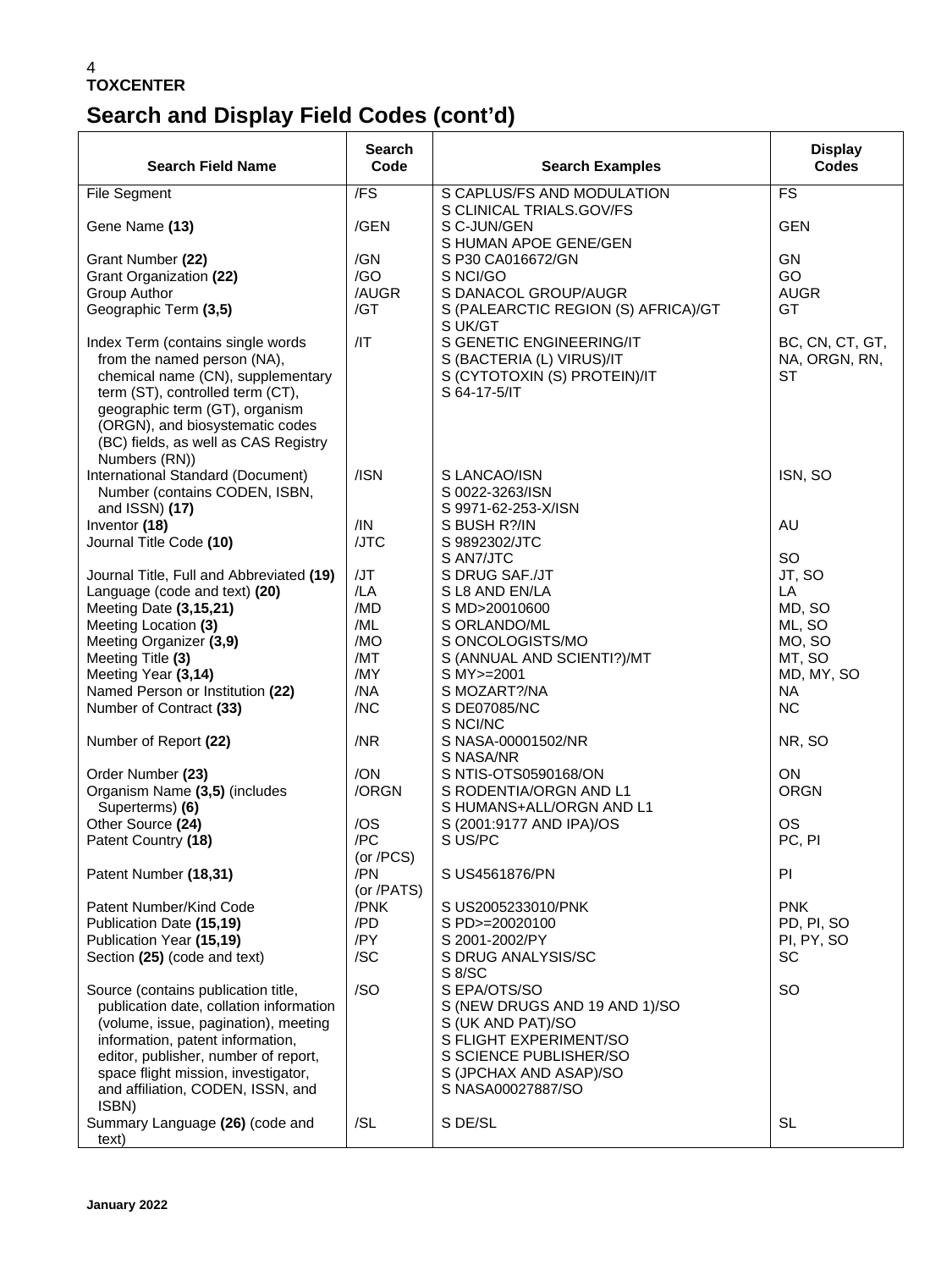**TOXCENTER**

# Search and Display Field Codes (cont'd)

| Search Field Name | Search Code | Search Examples | Display Codes |
|---|---|---|---|
| File Segment | /FS | S CAPLUS/FS AND MODULATION<br>S CLINICAL TRIALS.GOV/FS | FS |
| Gene Name **(13)** | /GEN | S C-JUN/GEN<br>S HUMAN APOE GENE/GEN | GEN |
| Grant Number **(22)** | /GN | S P30 CA016672/GN | GN |
| Grant Organization **(22)** | /GO | S NCI/GO | GO |
| Group Author | /AUGR | S DANACOL GROUP/AUGR | AUGR |
| Geographic Term **(3,5)** | /GT | S (PALEARCTIC REGION (S) AFRICA)/GT<br>S UK/GT | GT |
| Index Term (contains single words from the named person (NA), chemical name (CN), supplementary term (ST), controlled term (CT), geographic term (GT), organism (ORGN), and biosystematic codes (BC) fields, as well as CAS Registry Numbers (RN)) | /IT | S GENETIC ENGINEERING/IT<br>S (BACTERIA (L) VIRUS)/IT<br>S (CYTOTOXIN (S) PROTEIN)/IT<br>S 64-17-5/IT | BC, CN, CT, GT, NA, ORGN, RN, ST |
| International Standard (Document) Number (contains CODEN, ISBN, and ISSN) **(17)** | /ISN | S LANCAO/ISN<br>S 0022-3263/ISN<br>S 9971-62-253-X/ISN | ISN, SO |
| Inventor **(18)** | /IN | S BUSH R?/IN | AU |
| Journal Title Code **(10)** | /JTC | S 9892302/JTC<br>S AN7/JTC | SO |
| Journal Title, Full and Abbreviated **(19)** | /JT | S DRUG SAF./JT | JT, SO |
| Language (code and text) **(20)** | /LA | S L8 AND EN/LA | LA |
| Meeting Date **(3,15,21)** | /MD | S MD>20010600 | MD, SO |
| Meeting Location **(3)** | /ML | S ORLANDO/ML | ML, SO |
| Meeting Organizer **(3,9)** | /MO | S ONCOLOGISTS/MO | MO, SO |
| Meeting Title **(3)** | /MT | S (ANNUAL AND SCIENTI?)/MT | MT, SO |
| Meeting Year **(3,14)** | /MY | S MY>=2001 | MD, MY, SO |
| Named Person or Institution **(22)** | /NA | S MOZART?/NA | NA |
| Number of Contract **(33)** | /NC | S DE07085/NC<br>S NCI/NC | NC |
| Number of Report **(22)** | /NR | S NASA-00001502/NR<br>S NASA/NR | NR, SO |
| Order Number **(23)** | /ON | S NTIS-OTS0590168/ON | ON |
| Organism Name **(3,5)** (includes Superterms) **(6)** | /ORGN | S RODENTIA/ORGN AND L1<br>S HUMANS+ALL/ORGN AND L1 | ORGN |
| Other Source **(24)** | /OS | S (2001:9177 AND IPA)/OS | OS |
| Patent Country **(18)** | /PC (or /PCS) | S US/PC | PC, PI |
| Patent Number **(18,31)** | /PN (or /PATS) | S US4561876/PN | PI |
| Patent Number/Kind Code | /PNK | S US2005233010/PNK | PNK |
| Publication Date **(15,19)** | /PD | S PD>=20020100 | PD, PI, SO |
| Publication Year **(15,19)** | /PY | S 2001-2002/PY | PI, PY, SO |
| Section **(25)** (code and text) | /SC | S DRUG ANALYSIS/SC<br>S 8/SC | SC |
| Source (contains publication title, publication date, collation information (volume, issue, pagination), meeting information, patent information, editor, publisher, number of report, space flight mission, investigator, and affiliation, CODEN, ISSN, and ISBN) | /SO | S EPA/OTS/SO<br>S (NEW DRUGS AND 19 AND 1)/SO<br>S (UK AND PAT)/SO<br>S FLIGHT EXPERIMENT/SO<br>S SCIENCE PUBLISHER/SO<br>S (JPCHAX AND ASAP)/SO<br>S NASA00027887/SO | SO |
| Summary Language **(26)** (code and text) | /SL | S DE/SL | SL |

January 2022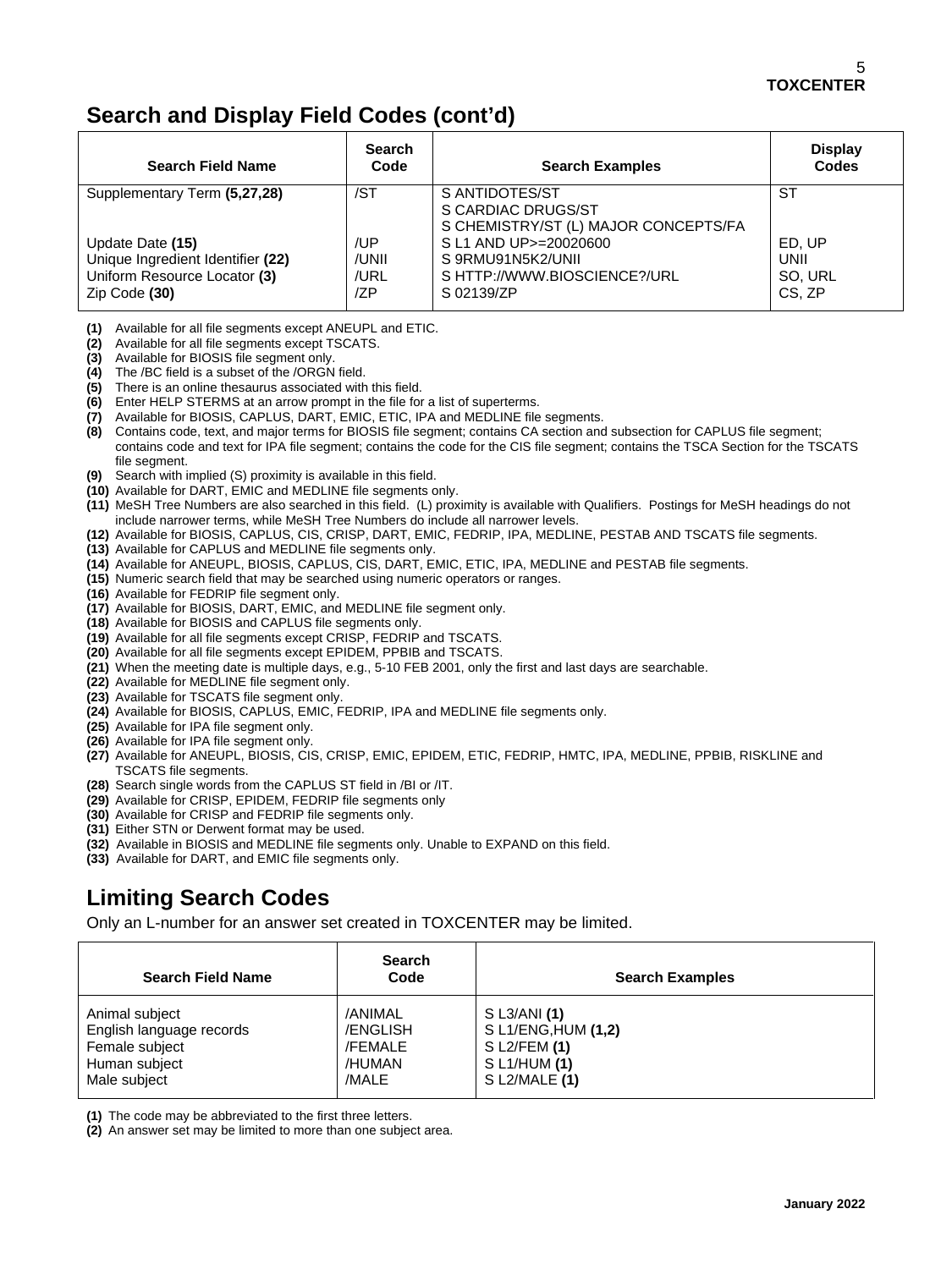## Search and Display Field Codes (cont'd)

| Search Field Name | Search Code | Search Examples | Display Codes |
|---|---|---|---|
| Supplementary Term **(5,27,28)** | /ST | S ANTIDOTES/ST<br>S CARDIAC DRUGS/ST<br>S CHEMISTRY/ST (L) MAJOR CONCEPTS/FA | ST |
| Update Date **(15)** | /UP | S L1 AND UP>=20020600 | ED, UP |
| Unique Ingredient Identifier **(22)** | /UNII | S 9RMU91N5K2/UNII | UNII |
| Uniform Resource Locator **(3)** | /URL | S HTTP://WWW.BIOSCIENCE?/URL | SO, URL |
| Zip Code **(30)** | /ZP | S 02139/ZP | CS, ZP |

**(1)** Available for all file segments except ANEUPL and ETIC.
**(2)** Available for all file segments except TSCATS.
**(3)** Available for BIOSIS file segment only.
**(4)** The /BC field is a subset of the /ORGN field.
**(5)** There is an online thesaurus associated with this field.
**(6)** Enter HELP STERMS at an arrow prompt in the file for a list of superterms.
**(7)** Available for BIOSIS, CAPLUS, DART, EMIC, ETIC, IPA and MEDLINE file segments.
**(8)** Contains code, text, and major terms for BIOSIS file segment; contains CA section and subsection for CAPLUS file segment; contains code and text for IPA file segment; contains the code for the CIS file segment; contains the TSCA Section for the TSCATS file segment.
**(9)** Search with implied (S) proximity is available in this field.
**(10)** Available for DART, EMIC and MEDLINE file segments only.
**(11)** MeSH Tree Numbers are also searched in this field. (L) proximity is available with Qualifiers. Postings for MeSH headings do not include narrower terms, while MeSH Tree Numbers do include all narrower levels.
**(12)** Available for BIOSIS, CAPLUS, CIS, CRISP, DART, EMIC, FEDRIP, IPA, MEDLINE, PESTAB AND TSCATS file segments.
**(13)** Available for CAPLUS and MEDLINE file segments only.
**(14)** Available for ANEUPL, BIOSIS, CAPLUS, CIS, DART, EMIC, ETIC, IPA, MEDLINE and PESTAB file segments.
**(15)** Numeric search field that may be searched using numeric operators or ranges.
**(16)** Available for FEDRIP file segment only.
**(17)** Available for BIOSIS, DART, EMIC, and MEDLINE file segment only.
**(18)** Available for BIOSIS and CAPLUS file segments only.
**(19)** Available for all file segments except CRISP, FEDRIP and TSCATS.
**(20)** Available for all file segments except EPIDEM, PPBIB and TSCATS.
**(21)** When the meeting date is multiple days, e.g., 5-10 FEB 2001, only the first and last days are searchable.
**(22)** Available for MEDLINE file segment only.
**(23)** Available for TSCATS file segment only.
**(24)** Available for BIOSIS, CAPLUS, EMIC, FEDRIP, IPA and MEDLINE file segments only.
**(25)** Available for IPA file segment only.
**(26)** Available for IPA file segment only.
**(27)** Available for ANEUPL, BIOSIS, CIS, CRISP, EMIC, EPIDEM, ETIC, FEDRIP, HMTC, IPA, MEDLINE, PPBIB, RISKLINE and TSCATS file segments.
**(28)** Search single words from the CAPLUS ST field in /BI or /IT.
**(29)** Available for CRISP, EPIDEM, FEDRIP file segments only
**(30)** Available for CRISP and FEDRIP file segments only.
**(31)** Either STN or Derwent format may be used.
**(32)** Available in BIOSIS and MEDLINE file segments only. Unable to EXPAND on this field.
**(33)** Available for DART, and EMIC file segments only.

## Limiting Search Codes

Only an L-number for an answer set created in TOXCENTER may be limited.

| Search Field Name | Search Code | Search Examples |
|---|---|---|
| Animal subject | /ANIMAL | S L3/ANI **(1)** |
| English language records | /ENGLISH | S L1/ENG,HUM **(1,2)** |
| Female subject | /FEMALE | S L2/FEM **(1)** |
| Human subject | /HUMAN | S L1/HUM **(1)** |
| Male subject | /MALE | S L2/MALE **(1)** |

**(1)** The code may be abbreviated to the first three letters.
**(2)** An answer set may be limited to more than one subject area.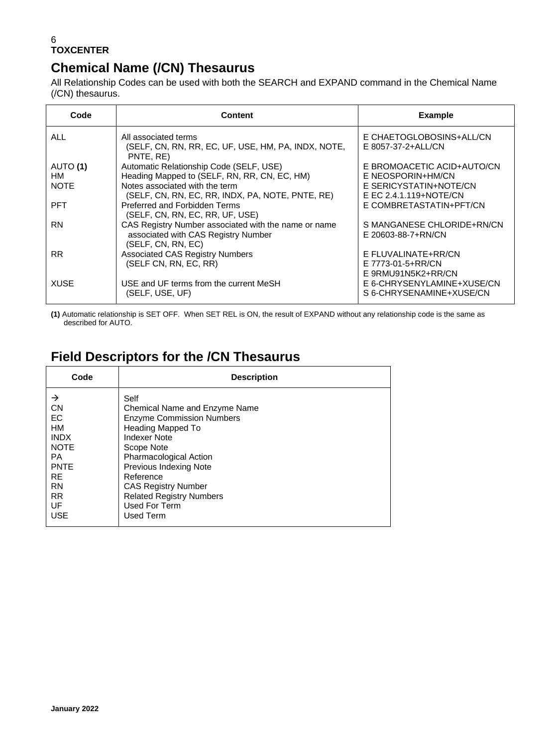# Chemical Name (/CN) Thesaurus

All Relationship Codes can be used with both the SEARCH and EXPAND command in the Chemical Name (/CN) thesaurus.

| Code | Content | Example |
|---|---|---|
| ALL | All associated terms (SELF, CN, RN, RR, EC, UF, USE, HM, PA, INDX, NOTE, PNTE, RE) | E CHAETOGLOBOSINS+ALL/CN<br>E 8057-37-2+ALL/CN |
| AUTO **(1)** | Automatic Relationship Code (SELF, USE) | E BROMOACETIC ACID+AUTO/CN |
| HM | Heading Mapped to (SELF, RN, RR, CN, EC, HM) | E NEOSPORIN+HM/CN |
| NOTE | Notes associated with the term (SELF, CN, RN, EC, RR, INDX, PA, NOTE, PNTE, RE) | E SERICYSTATIN+NOTE/CN<br>E EC 2.4.1.119+NOTE/CN |
| PFT | Preferred and Forbidden Terms (SELF, CN, RN, EC, RR, UF, USE) | E COMBRETASTATIN+PFT/CN |
| RN | CAS Registry Number associated with the name or name associated with CAS Registry Number (SELF, CN, RN, EC) | S MANGANESE CHLORIDE+RN/CN<br>E 20603-88-7+RN/CN |
| RR | Associated CAS Registry Numbers (SELF CN, RN, EC, RR) | E FLUVALINATE+RR/CN<br>E 7773-01-5+RR/CN<br>E 9RMU91N5K2+RR/CN |
| XUSE | USE and UF terms from the current MeSH (SELF, USE, UF) | E 6-CHRYSENYLAMINE+XUSE/CN<br>S 6-CHRYSENAMINE+XUSE/CN |

**(1)** Automatic relationship is SET OFF. When SET REL is ON, the result of EXPAND without any relationship code is the same as described for AUTO.

# Field Descriptors for the /CN Thesaurus

| Code | Description |
|---|---|
| → | Self |
| CN | Chemical Name and Enzyme Name |
| EC | Enzyme Commission Numbers |
| HM | Heading Mapped To |
| INDX | Indexer Note |
| NOTE | Scope Note |
| PA | Pharmacological Action |
| PNTE | Previous Indexing Note |
| RE | Reference |
| RN | CAS Registry Number |
| RR | Related Registry Numbers |
| UF | Used For Term |
| USE | Used Term |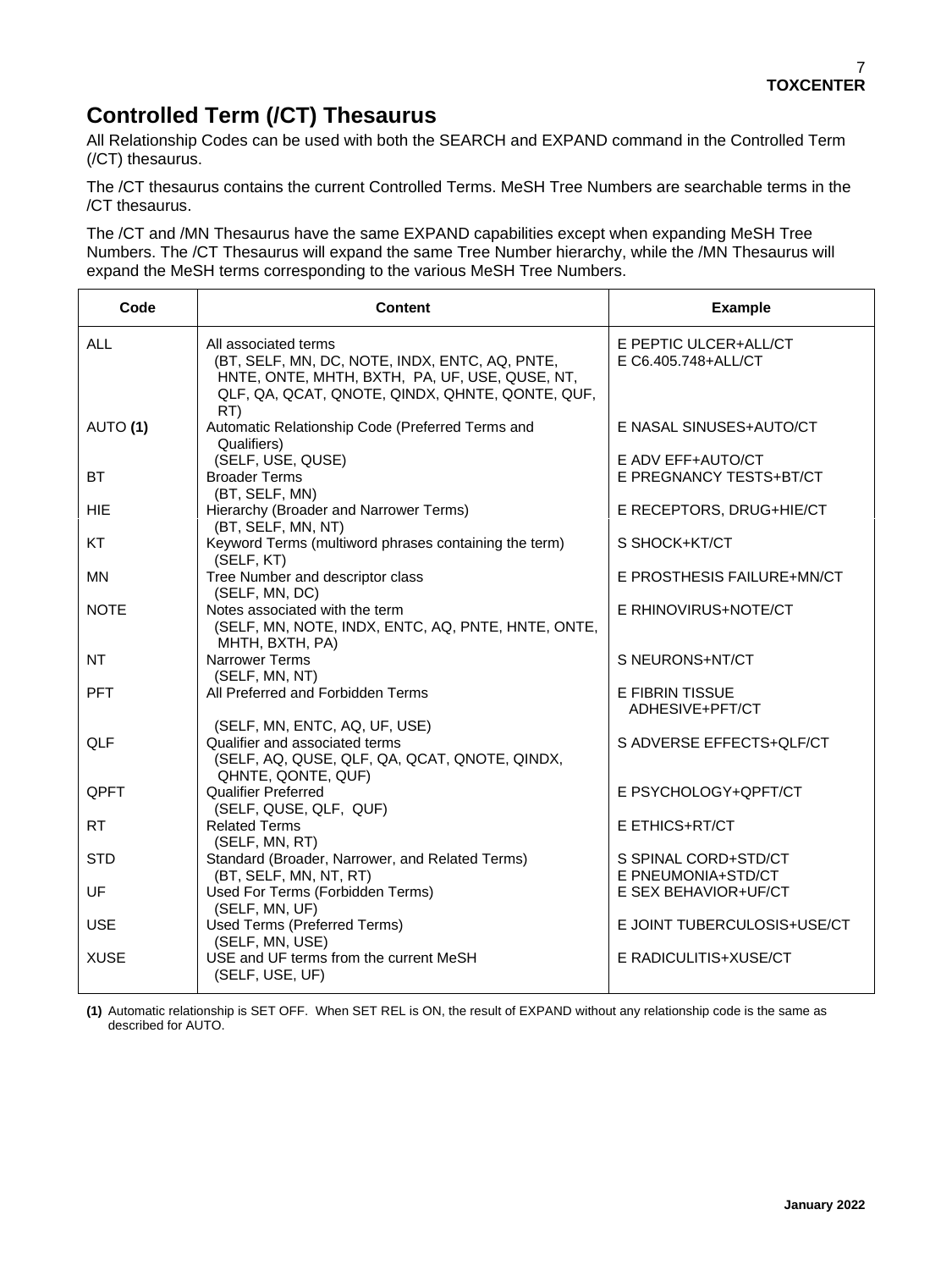# Controlled Term (/CT) Thesaurus

All Relationship Codes can be used with both the SEARCH and EXPAND command in the Controlled Term (/CT) thesaurus.

The /CT thesaurus contains the current Controlled Terms. MeSH Tree Numbers are searchable terms in the /CT thesaurus.

The /CT and /MN Thesaurus have the same EXPAND capabilities except when expanding MeSH Tree Numbers. The /CT Thesaurus will expand the same Tree Number hierarchy, while the /MN Thesaurus will expand the MeSH terms corresponding to the various MeSH Tree Numbers.

| Code | Content | Example |
|---|---|---|
| ALL | All associated terms (BT, SELF, MN, DC, NOTE, INDX, ENTC, AQ, PNTE, HNTE, ONTE, MHTH, BXTH, PA, UF, USE, QUSE, NT, QLF, QA, QCAT, QNOTE, QINDX, QHNTE, QONTE, QUF, RT) | E PEPTIC ULCER+ALL/CT<br>E C6.405.748+ALL/CT |
| AUTO **(1)** | Automatic Relationship Code (Preferred Terms and Qualifiers) (SELF, USE, QUSE) | E NASAL SINUSES+AUTO/CT<br>E ADV EFF+AUTO/CT |
| BT | Broader Terms (BT, SELF, MN) | E PREGNANCY TESTS+BT/CT |
| HIE | Hierarchy (Broader and Narrower Terms) (BT, SELF, MN, NT) | E RECEPTORS, DRUG+HIE/CT |
| KT | Keyword Terms (multiword phrases containing the term) (SELF, KT) | S SHOCK+KT/CT |
| MN | Tree Number and descriptor class (SELF, MN, DC) | E PROSTHESIS FAILURE+MN/CT |
| NOTE | Notes associated with the term (SELF, MN, NOTE, INDX, ENTC, AQ, PNTE, HNTE, ONTE, MHTH, BXTH, PA) | E RHINOVIRUS+NOTE/CT |
| NT | Narrower Terms (SELF, MN, NT) | S NEURONS+NT/CT |
| PFT | All Preferred and Forbidden Terms (SELF, MN, ENTC, AQ, UF, USE) | E FIBRIN TISSUE ADHESIVE+PFT/CT |
| QLF | Qualifier and associated terms (SELF, AQ, QUSE, QLF, QA, QCAT, QNOTE, QINDX, QHNTE, QONTE, QUF) | S ADVERSE EFFECTS+QLF/CT |
| QPFT | Qualifier Preferred (SELF, QUSE, QLF, QUF) | E PSYCHOLOGY+QPFT/CT |
| RT | Related Terms (SELF, MN, RT) | E ETHICS+RT/CT |
| STD | Standard (Broader, Narrower, and Related Terms) (BT, SELF, MN, NT, RT) | S SPINAL CORD+STD/CT<br>E PNEUMONIA+STD/CT |
| UF | Used For Terms (Forbidden Terms) (SELF, MN, UF) | E SEX BEHAVIOR+UF/CT |
| USE | Used Terms (Preferred Terms) (SELF, MN, USE) | E JOINT TUBERCULOSIS+USE/CT |
| XUSE | USE and UF terms from the current MeSH (SELF, USE, UF) | E RADICULITIS+XUSE/CT |

**(1)** Automatic relationship is SET OFF. When SET REL is ON, the result of EXPAND without any relationship code is the same as described for AUTO.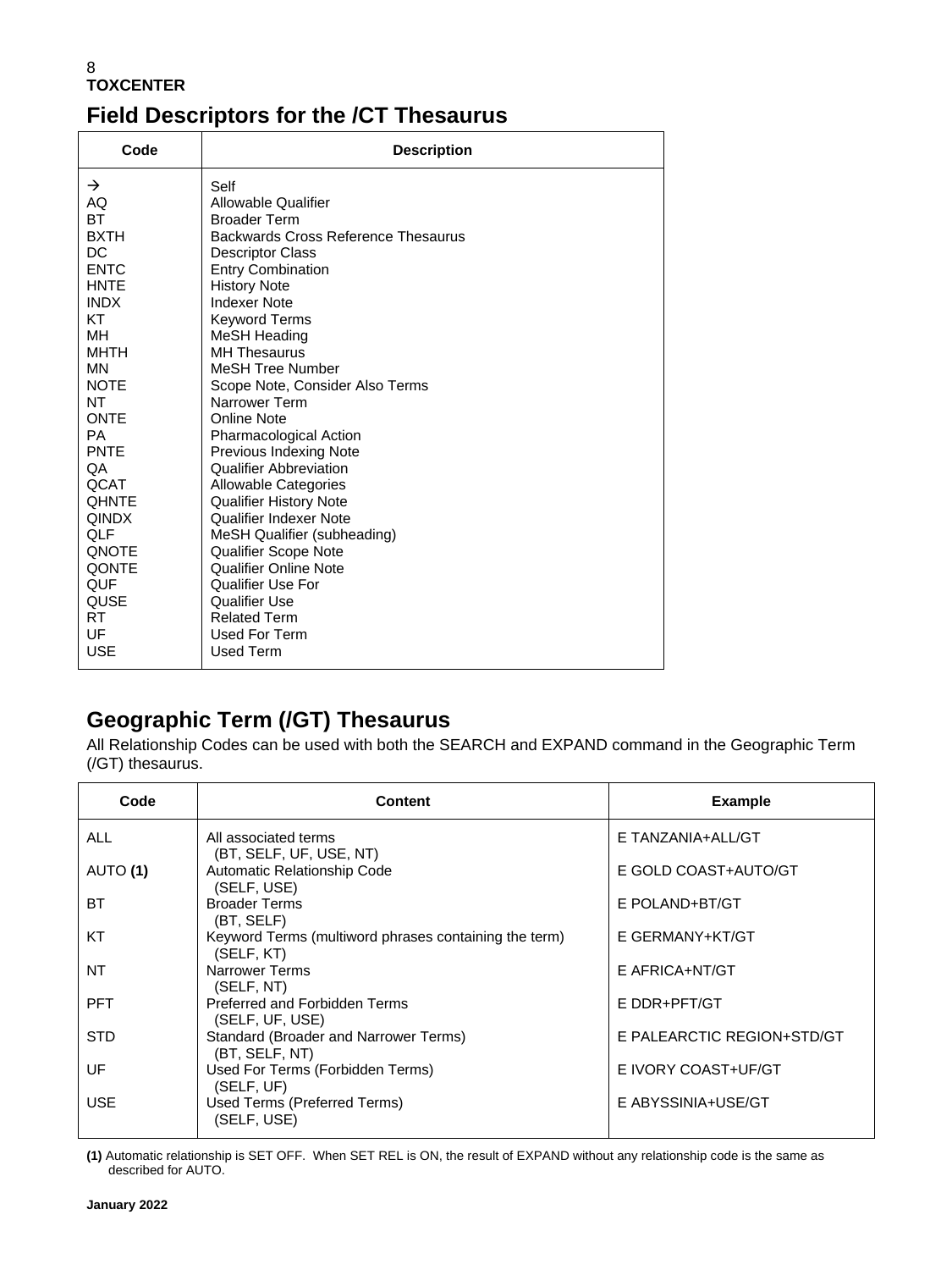## Field Descriptors for the /CT Thesaurus

| Code | Description |
|---|---|
| → | Self |
| AQ | Allowable Qualifier |
| BT | Broader Term |
| BXTH | Backwards Cross Reference Thesaurus |
| DC | Descriptor Class |
| ENTC | Entry Combination |
| HNTE | History Note |
| INDX | Indexer Note |
| KT | Keyword Terms |
| MH | MeSH Heading |
| MHTH | MH Thesaurus |
| MN | MeSH Tree Number |
| NOTE | Scope Note, Consider Also Terms |
| NT | Narrower Term |
| ONTE | Online Note |
| PA | Pharmacological Action |
| PNTE | Previous Indexing Note |
| QA | Qualifier Abbreviation |
| QCAT | Allowable Categories |
| QHNTE | Qualifier History Note |
| QINDX | Qualifier Indexer Note |
| QLF | MeSH Qualifier (subheading) |
| QNOTE | Qualifier Scope Note |
| QONTE | Qualifier Online Note |
| QUF | Qualifier Use For |
| QUSE | Qualifier Use |
| RT | Related Term |
| UF | Used For Term |
| USE | Used Term |

## Geographic Term (/GT) Thesaurus

All Relationship Codes can be used with both the SEARCH and EXPAND command in the Geographic Term (/GT) thesaurus.

| Code | Content | Example |
|---|---|---|
| ALL | All associated terms (BT, SELF, UF, USE, NT) | E TANZANIA+ALL/GT |
| AUTO **(1)** | Automatic Relationship Code (SELF, USE) | E GOLD COAST+AUTO/GT |
| BT | Broader Terms (BT, SELF) | E POLAND+BT/GT |
| KT | Keyword Terms (multiword phrases containing the term) (SELF, KT) | E GERMANY+KT/GT |
| NT | Narrower Terms (SELF, NT) | E AFRICA+NT/GT |
| PFT | Preferred and Forbidden Terms (SELF, UF, USE) | E DDR+PFT/GT |
| STD | Standard (Broader and Narrower Terms) (BT, SELF, NT) | E PALEARCTIC REGION+STD/GT |
| UF | Used For Terms (Forbidden Terms) (SELF, UF) | E IVORY COAST+UF/GT |
| USE | Used Terms (Preferred Terms) (SELF, USE) | E ABYSSINIA+USE/GT |

**(1)** Automatic relationship is SET OFF. When SET REL is ON, the result of EXPAND without any relationship code is the same as described for AUTO.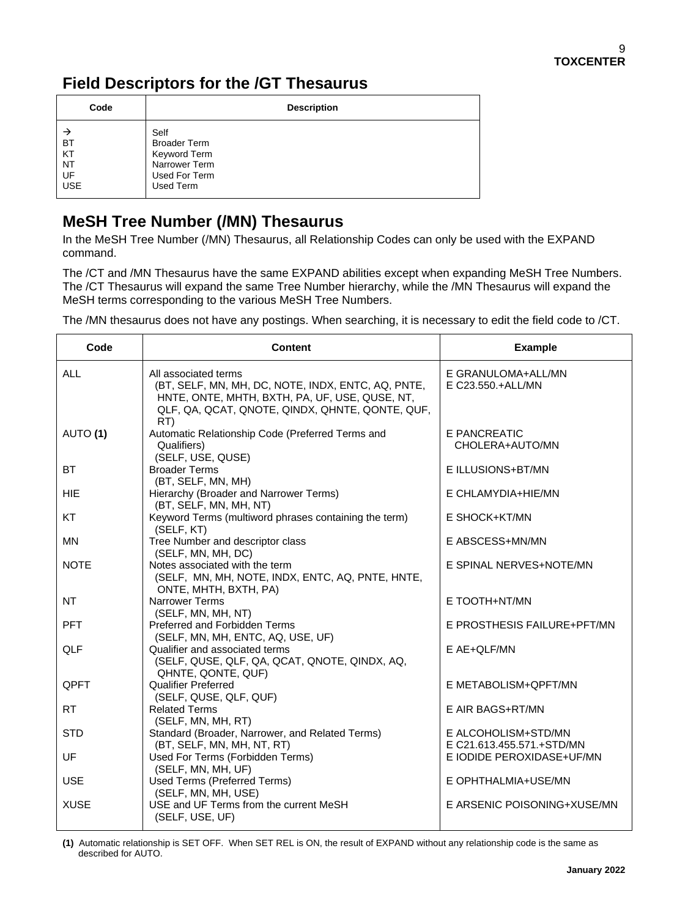## Field Descriptors for the /GT Thesaurus

| Code | Description |
|---|---|
| → | Self |
| BT | Broader Term |
| KT | Keyword Term |
| NT | Narrower Term |
| UF | Used For Term |
| USE | Used Term |

## MeSH Tree Number (/MN) Thesaurus

In the MeSH Tree Number (/MN) Thesaurus, all Relationship Codes can only be used with the EXPAND command.

The /CT and /MN Thesaurus have the same EXPAND abilities except when expanding MeSH Tree Numbers. The /CT Thesaurus will expand the same Tree Number hierarchy, while the /MN Thesaurus will expand the MeSH terms corresponding to the various MeSH Tree Numbers.

The /MN thesaurus does not have any postings. When searching, it is necessary to edit the field code to /CT.

| Code | Content | Example |
|---|---|---|
| ALL | All associated terms (BT, SELF, MN, MH, DC, NOTE, INDX, ENTC, AQ, PNTE, HNTE, ONTE, MHTH, BXTH, PA, UF, USE, QUSE, NT, QLF, QA, QCAT, QNOTE, QINDX, QHNTE, QONTE, QUF, RT) | E GRANULOMA+ALL/MN<br>E C23.550.+ALL/MN |
| AUTO **(1)** | Automatic Relationship Code (Preferred Terms and Qualifiers) (SELF, USE, QUSE) | E PANCREATIC CHOLERA+AUTO/MN |
| BT | Broader Terms (BT, SELF, MN, MH) | E ILLUSIONS+BT/MN |
| HIE | Hierarchy (Broader and Narrower Terms) (BT, SELF, MN, MH, NT) | E CHLAMYDIA+HIE/MN |
| KT | Keyword Terms (multiword phrases containing the term) (SELF, KT) | E SHOCK+KT/MN |
| MN | Tree Number and descriptor class (SELF, MN, MH, DC) | E ABSCESS+MN/MN |
| NOTE | Notes associated with the term (SELF, MN, MH, NOTE, INDX, ENTC, AQ, PNTE, HNTE, ONTE, MHTH, BXTH, PA) | E SPINAL NERVES+NOTE/MN |
| NT | Narrower Terms (SELF, MN, MH, NT) | E TOOTH+NT/MN |
| PFT | Preferred and Forbidden Terms (SELF, MN, MH, ENTC, AQ, USE, UF) | E PROSTHESIS FAILURE+PFT/MN |
| QLF | Qualifier and associated terms (SELF, QUSE, QLF, QA, QCAT, QNOTE, QINDX, AQ, QHNTE, QONTE, QUF) | E AE+QLF/MN |
| QPFT | Qualifier Preferred (SELF, QUSE, QLF, QUF) | E METABOLISM+QPFT/MN |
| RT | Related Terms (SELF, MN, MH, RT) | E AIR BAGS+RT/MN |
| STD | Standard (Broader, Narrower, and Related Terms) (BT, SELF, MN, MH, NT, RT) | E ALCOHOLISM+STD/MN<br>E C21.613.455.571.+STD/MN |
| UF | Used For Terms (Forbidden Terms) (SELF, MN, MH, UF) | E IODIDE PEROXIDASE+UF/MN |
| USE | Used Terms (Preferred Terms) (SELF, MN, MH, USE) | E OPHTHALMIA+USE/MN |
| XUSE | USE and UF Terms from the current MeSH (SELF, USE, UF) | E ARSENIC POISONING+XUSE/MN |

**(1)** Automatic relationship is SET OFF. When SET REL is ON, the result of EXPAND without any relationship code is the same as described for AUTO.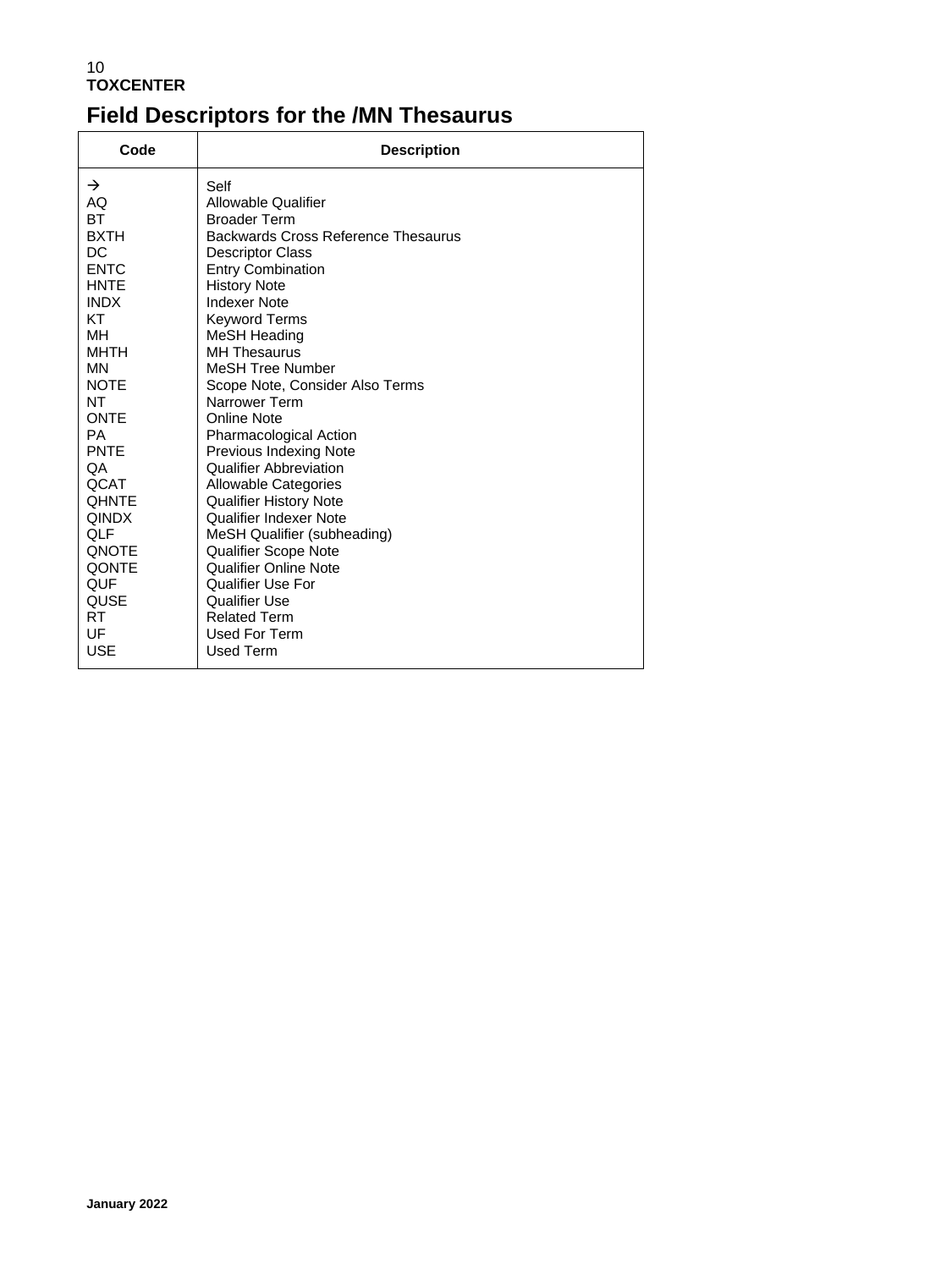# Field Descriptors for the /MN Thesaurus

| Code | Description |
|---|---|
| → | Self |
| AQ | Allowable Qualifier |
| BT | Broader Term |
| BXTH | Backwards Cross Reference Thesaurus |
| DC | Descriptor Class |
| ENTC | Entry Combination |
| HNTE | History Note |
| INDX | Indexer Note |
| KT | Keyword Terms |
| MH | MeSH Heading |
| MHTH | MH Thesaurus |
| MN | MeSH Tree Number |
| NOTE | Scope Note, Consider Also Terms |
| NT | Narrower Term |
| ONTE | Online Note |
| PA | Pharmacological Action |
| PNTE | Previous Indexing Note |
| QA | Qualifier Abbreviation |
| QCAT | Allowable Categories |
| QHNTE | Qualifier History Note |
| QINDX | Qualifier Indexer Note |
| QLF | MeSH Qualifier (subheading) |
| QNOTE | Qualifier Scope Note |
| QONTE | Qualifier Online Note |
| QUF | Qualifier Use For |
| QUSE | Qualifier Use |
| RT | Related Term |
| UF | Used For Term |
| USE | Used Term |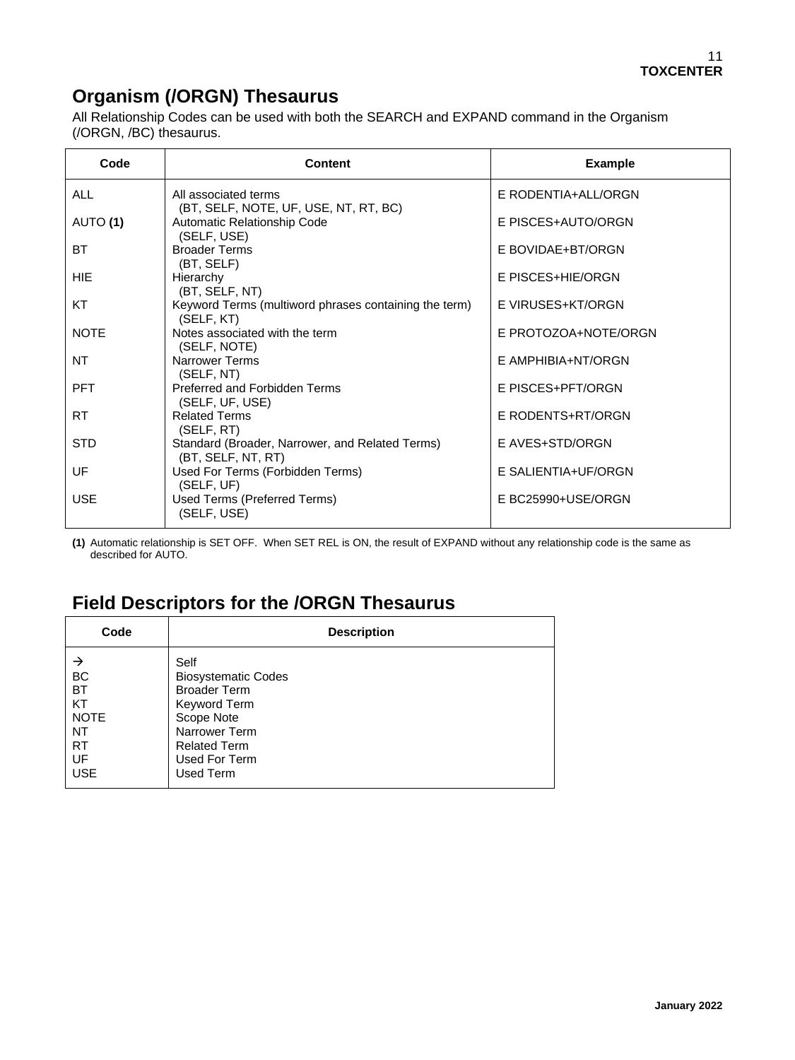## Organism (/ORGN) Thesaurus

All Relationship Codes can be used with both the SEARCH and EXPAND command in the Organism (/ORGN, /BC) thesaurus.

| Code | Content | Example |
|---|---|---|
| ALL | All associated terms (BT, SELF, NOTE, UF, USE, NT, RT, BC) | E RODENTIA+ALL/ORGN |
| AUTO **(1)** | Automatic Relationship Code (SELF, USE) | E PISCES+AUTO/ORGN |
| BT | Broader Terms (BT, SELF) | E BOVIDAE+BT/ORGN |
| HIE | Hierarchy (BT, SELF, NT) | E PISCES+HIE/ORGN |
| KT | Keyword Terms (multiword phrases containing the term) (SELF, KT) | E VIRUSES+KT/ORGN |
| NOTE | Notes associated with the term (SELF, NOTE) | E PROTOZOA+NOTE/ORGN |
| NT | Narrower Terms (SELF, NT) | E AMPHIBIA+NT/ORGN |
| PFT | Preferred and Forbidden Terms (SELF, UF, USE) | E PISCES+PFT/ORGN |
| RT | Related Terms (SELF, RT) | E RODENTS+RT/ORGN |
| STD | Standard (Broader, Narrower, and Related Terms) (BT, SELF, NT, RT) | E AVES+STD/ORGN |
| UF | Used For Terms (Forbidden Terms) (SELF, UF) | E SALIENTIA+UF/ORGN |
| USE | Used Terms (Preferred Terms) (SELF, USE) | E BC25990+USE/ORGN |

**(1)** Automatic relationship is SET OFF. When SET REL is ON, the result of EXPAND without any relationship code is the same as described for AUTO.

## Field Descriptors for the /ORGN Thesaurus

| Code | Description |
|---|---|
| → | Self |
| BC | Biosystematic Codes |
| BT | Broader Term |
| KT | Keyword Term |
| NOTE | Scope Note |
| NT | Narrower Term |
| RT | Related Term |
| UF | Used For Term |
| USE | Used Term |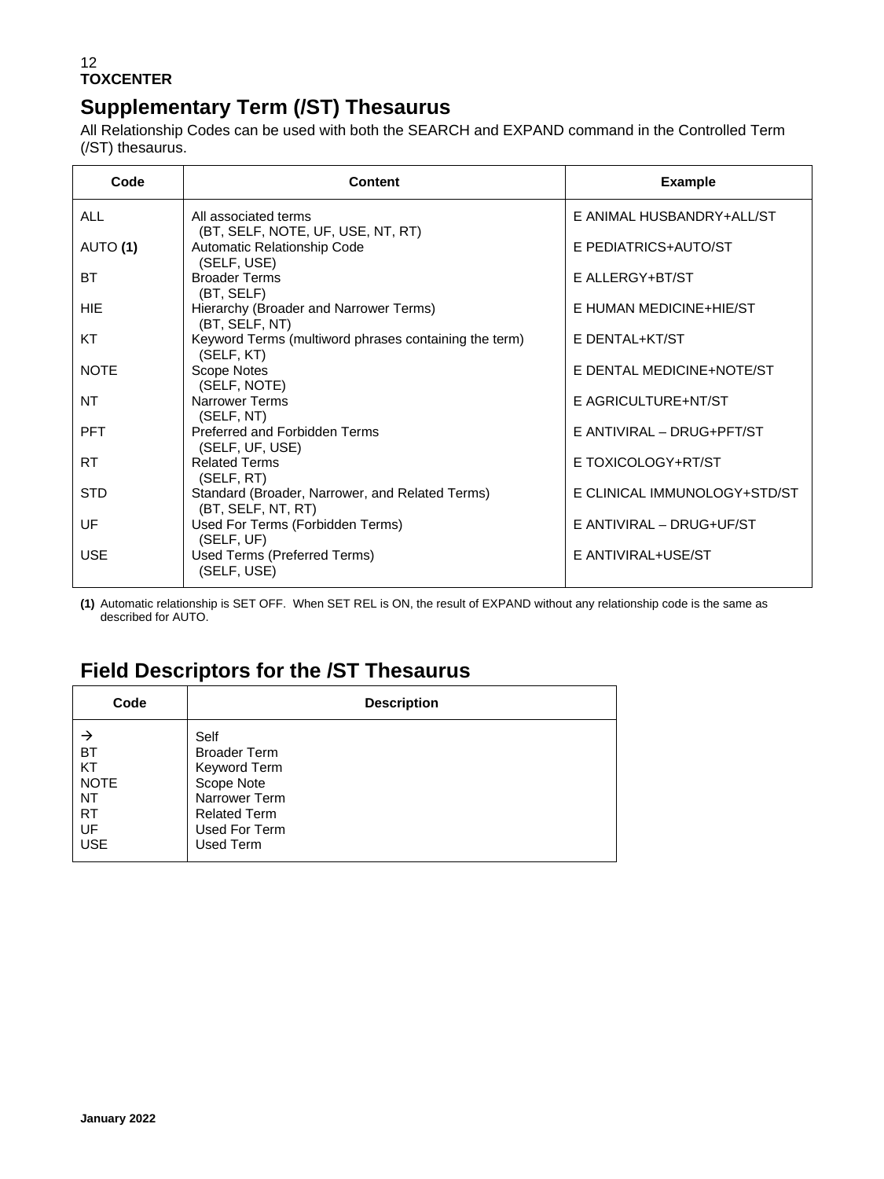## Supplementary Term (/ST) Thesaurus

All Relationship Codes can be used with both the SEARCH and EXPAND command in the Controlled Term (/ST) thesaurus.

| Code | Content | Example |
|---|---|---|
| ALL | All associated terms<br>(BT, SELF, NOTE, UF, USE, NT, RT) | E ANIMAL HUSBANDRY+ALL/ST |
| AUTO **(1)** | Automatic Relationship Code<br>(SELF, USE) | E PEDIATRICS+AUTO/ST |
| BT | Broader Terms<br>(BT, SELF) | E ALLERGY+BT/ST |
| HIE | Hierarchy (Broader and Narrower Terms)<br>(BT, SELF, NT) | E HUMAN MEDICINE+HIE/ST |
| KT | Keyword Terms (multiword phrases containing the term)<br>(SELF, KT) | E DENTAL+KT/ST |
| NOTE | Scope Notes<br>(SELF, NOTE) | E DENTAL MEDICINE+NOTE/ST |
| NT | Narrower Terms<br>(SELF, NT) | E AGRICULTURE+NT/ST |
| PFT | Preferred and Forbidden Terms<br>(SELF, UF, USE) | E ANTIVIRAL – DRUG+PFT/ST |
| RT | Related Terms<br>(SELF, RT) | E TOXICOLOGY+RT/ST |
| STD | Standard (Broader, Narrower, and Related Terms)<br>(BT, SELF, NT, RT) | E CLINICAL IMMUNOLOGY+STD/ST |
| UF | Used For Terms (Forbidden Terms)<br>(SELF, UF) | E ANTIVIRAL – DRUG+UF/ST |
| USE | Used Terms (Preferred Terms)<br>(SELF, USE) | E ANTIVIRAL+USE/ST |

**(1)** Automatic relationship is SET OFF. When SET REL is ON, the result of EXPAND without any relationship code is the same as described for AUTO.

## Field Descriptors for the /ST Thesaurus

| Code | Description |
|---|---|
| → | Self |
| BT | Broader Term |
| KT | Keyword Term |
| NOTE | Scope Note |
| NT | Narrower Term |
| RT | Related Term |
| UF | Used For Term |
| USE | Used Term |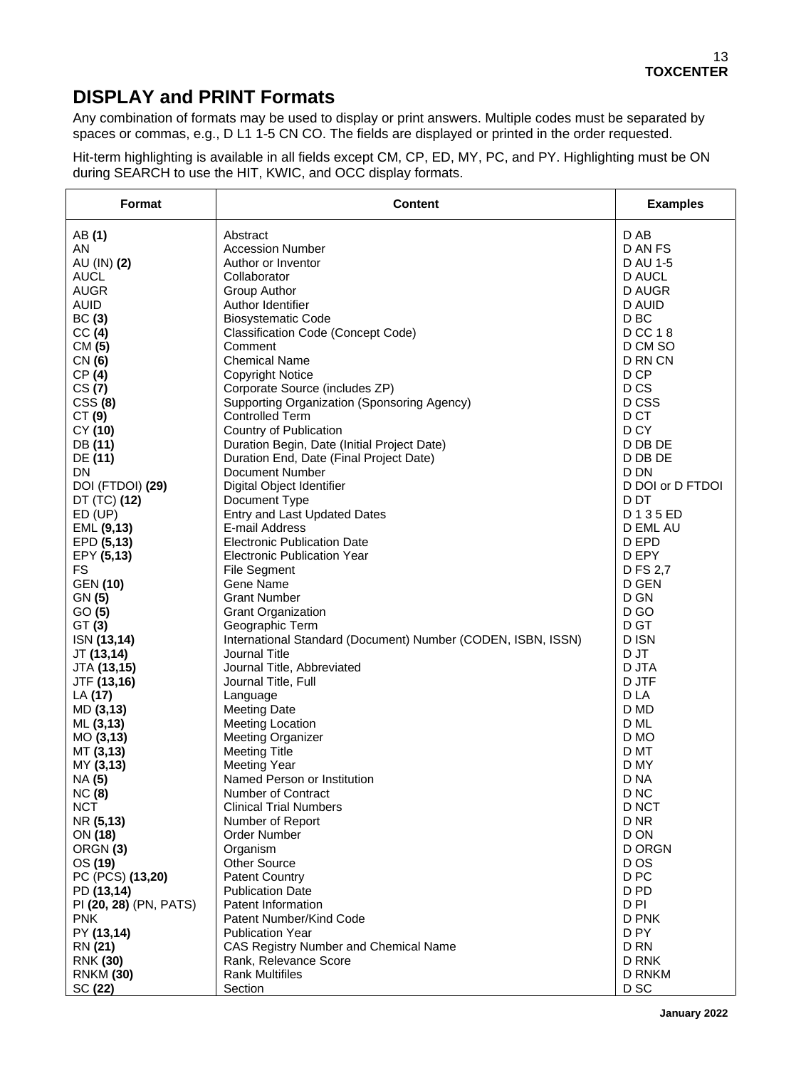## DISPLAY and PRINT Formats

Any combination of formats may be used to display or print answers. Multiple codes must be separated by spaces or commas, e.g., D L1 1-5 CN CO. The fields are displayed or printed in the order requested.

Hit-term highlighting is available in all fields except CM, CP, ED, MY, PC, and PY. Highlighting must be ON during SEARCH to use the HIT, KWIC, and OCC display formats.

| Format | Content | Examples |
|---|---|---|
| AB **(1)** | Abstract | D AB |
| AN | Accession Number | D AN FS |
| AU (IN) **(2)** | Author or Inventor | D AU 1-5 |
| AUCL | Collaborator | D AUCL |
| AUGR | Group Author | D AUGR |
| AUID | Author Identifier | D AUID |
| BC **(3)** | Biosystematic Code | D BC |
| CC **(4)** | Classification Code (Concept Code) | D CC 1 8 |
| CM **(5)** | Comment | D CM SO |
| CN **(6)** | Chemical Name | D RN CN |
| CP **(4)** | Copyright Notice | D CP |
| CS **(7)** | Corporate Source (includes ZP) | D CS |
| CSS **(8)** | Supporting Organization (Sponsoring Agency) | D CSS |
| CT **(9)** | Controlled Term | D CT |
| CY **(10)** | Country of Publication | D CY |
| DB **(11)** | Duration Begin, Date (Initial Project Date) | D DB DE |
| DE **(11)** | Duration End, Date (Final Project Date) | D DB DE |
| DN | Document Number | D DN |
| DOI (FTDOI) **(29)** | Digital Object Identifier | D DOI or D FTDOI |
| DT (TC) **(12)** | Document Type | D DT |
| ED (UP) | Entry and Last Updated Dates | D 1 3 5 ED |
| EML **(9,13)** | E-mail Address | D EML AU |
| EPD **(5,13)** | Electronic Publication Date | D EPD |
| EPY **(5,13)** | Electronic Publication Year | D EPY |
| FS | File Segment | D FS 2,7 |
| GEN **(10)** | Gene Name | D GEN |
| GN **(5)** | Grant Number | D GN |
| GO **(5)** | Grant Organization | D GO |
| GT **(3)** | Geographic Term | D GT |
| ISN **(13,14)** | International Standard (Document) Number (CODEN, ISBN, ISSN) | D ISN |
| JT **(13,14)** | Journal Title | D JT |
| JTA **(13,15)** | Journal Title, Abbreviated | D JTA |
| JTF **(13,16)** | Journal Title, Full | D JTF |
| LA **(17)** | Language | D LA |
| MD **(3,13)** | Meeting Date | D MD |
| ML **(3,13)** | Meeting Location | D ML |
| MO **(3,13)** | Meeting Organizer | D MO |
| MT **(3,13)** | Meeting Title | D MT |
| MY **(3,13)** | Meeting Year | D MY |
| NA **(5)** | Named Person or Institution | D NA |
| NC **(8)** | Number of Contract | D NC |
| NCT | Clinical Trial Numbers | D NCT |
| NR **(5,13)** | Number of Report | D NR |
| ON **(18)** | Order Number | D ON |
| ORGN **(3)** | Organism | D ORGN |
| OS **(19)** | Other Source | D OS |
| PC (PCS) **(13,20)** | Patent Country | D PC |
| PD **(13,14)** | Publication Date | D PD |
| PI **(20, 28)** (PN, PATS) | Patent Information | D PI |
| PNK | Patent Number/Kind Code | D PNK |
| PY **(13,14)** | Publication Year | D PY |
| RN **(21)** | CAS Registry Number and Chemical Name | D RN |
| RNK **(30)** | Rank, Relevance Score | D RNK |
| RNKM **(30)** | Rank Multifiles | D RNKM |
| SC **(22)** | Section | D SC |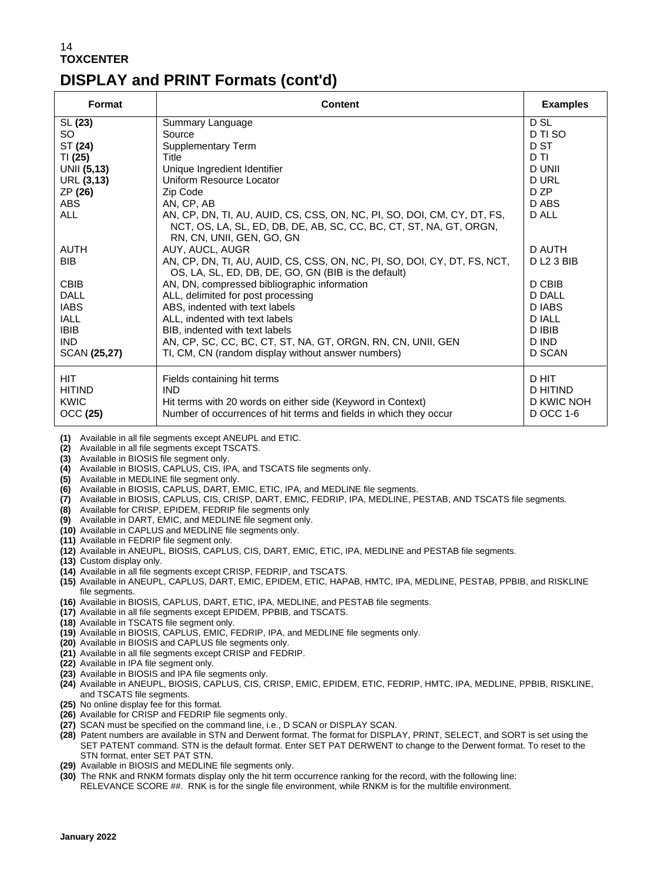## TOXCENTER

# DISPLAY and PRINT Formats (cont'd)

| Format | Content | Examples |
|---|---|---|
| SL **(23)** | Summary Language | D SL |
| SO | Source | D TI SO |
| ST **(24)** | Supplementary Term | D ST |
| TI **(25)** | Title | D TI |
| UNII **(5,13)** | Unique Ingredient Identifier | D UNII |
| URL **(3,13)** | Uniform Resource Locator | D URL |
| ZP **(26)** | Zip Code | D ZP |
| ABS | AN, CP, AB | D ABS |
| ALL | AN, CP, DN, TI, AU, AUID, CS, CSS, ON, NC, PI, SO, DOI, CM, CY, DT, FS, NCT, OS, LA, SL, ED, DB, DE, AB, SC, CC, BC, CT, ST, NA, GT, ORGN, RN, CN, UNII, GEN, GO, GN | D ALL |
| AUTH | AUY, AUCL, AUGR | D AUTH |
| BIB | AN, CP, DN, TI, AU, AUID, CS, CSS, ON, NC, PI, SO, DOI, CY, DT, FS, NCT, OS, LA, SL, ED, DB, DE, GO, GN (BIB is the default) | D L2 3 BIB |
| CBIB | AN, DN, compressed bibliographic information | D CBIB |
| DALL | ALL, delimited for post processing | D DALL |
| IABS | ABS, indented with text labels | D IABS |
| IALL | ALL, indented with text labels | D IALL |
| IBIB | BIB, indented with text labels | D IBIB |
| IND | AN, CP, SC, CC, BC, CT, ST, NA, GT, ORGN, RN, CN, UNII, GEN | D IND |
| SCAN **(25,27)** | TI, CM, CN (random display without answer numbers) | D SCAN |
| HIT | Fields containing hit terms | D HIT |
| HITIND | IND | D HITIND |
| KWIC | Hit terms with 20 words on either side (Keyword in Context) | D KWIC NOH |
| OCC **(25)** | Number of occurrences of hit terms and fields in which they occur | D OCC 1-6 |

**(1)** Available in all file segments except ANEUPL and ETIC.
**(2)** Available in all file segments except TSCATS.
**(3)** Available in BIOSIS file segment only.
**(4)** Available in BIOSIS, CAPLUS, CIS, IPA, and TSCATS file segments only.
**(5)** Available in MEDLINE file segment only.
**(6)** Available in BIOSIS, CAPLUS, DART, EMIC, ETIC, IPA, and MEDLINE file segments.
**(7)** Available in BIOSIS, CAPLUS, CIS, CRISP, DART, EMIC, FEDRIP, IPA, MEDLINE, PESTAB, AND TSCATS file segments.
**(8)** Available for CRISP, EPIDEM, FEDRIP file segments only
**(9)** Available in DART, EMIC, and MEDLINE file segment only.
**(10)** Available in CAPLUS and MEDLINE file segments only.
**(11)** Available in FEDRIP file segment only.
**(12)** Available in ANEUPL, BIOSIS, CAPLUS, CIS, DART, EMIC, ETIC, IPA, MEDLINE and PESTAB file segments.
**(13)** Custom display only.
**(14)** Available in all file segments except CRISP, FEDRIP, and TSCATS.
**(15)** Available in ANEUPL, CAPLUS, DART, EMIC, EPIDEM, ETIC, HAPAB, HMTC, IPA, MEDLINE, PESTAB, PPBIB, and RISKLINE file segments.
**(16)** Available in BIOSIS, CAPLUS, DART, ETIC, IPA, MEDLINE, and PESTAB file segments.
**(17)** Available in all file segments except EPIDEM, PPBIB, and TSCATS.
**(18)** Available in TSCATS file segment only.
**(19)** Available in BIOSIS, CAPLUS, EMIC, FEDRIP, IPA, and MEDLINE file segments only.
**(20)** Available in BIOSIS and CAPLUS file segments only.
**(21)** Available in all file segments except CRISP and FEDRIP.
**(22)** Available in IPA file segment only.
**(23)** Available in BIOSIS and IPA file segments only.
**(24)** Available in ANEUPL, BIOSIS, CAPLUS, CIS, CRISP, EMIC, EPIDEM, ETIC, FEDRIP, HMTC, IPA, MEDLINE, PPBIB, RISKLINE, and TSCATS file segments.
**(25)** No online display fee for this format.
**(26)** Available for CRISP and FEDRIP file segments only.
**(27)** SCAN must be specified on the command line, i.e., D SCAN or DISPLAY SCAN.
**(28)** Patent numbers are available in STN and Derwent format. The format for DISPLAY, PRINT, SELECT, and SORT is set using the SET PATENT command. STN is the default format. Enter SET PAT DERWENT to change to the Derwent format. To reset to the STN format, enter SET PAT STN.
**(29)** Available in BIOSIS and MEDLINE file segments only.
**(30)** The RNK and RNKM formats display only the hit term occurrence ranking for the record, with the following line: RELEVANCE SCORE ##. RNK is for the single file environment, while RNKM is for the multifile environment.

January 2022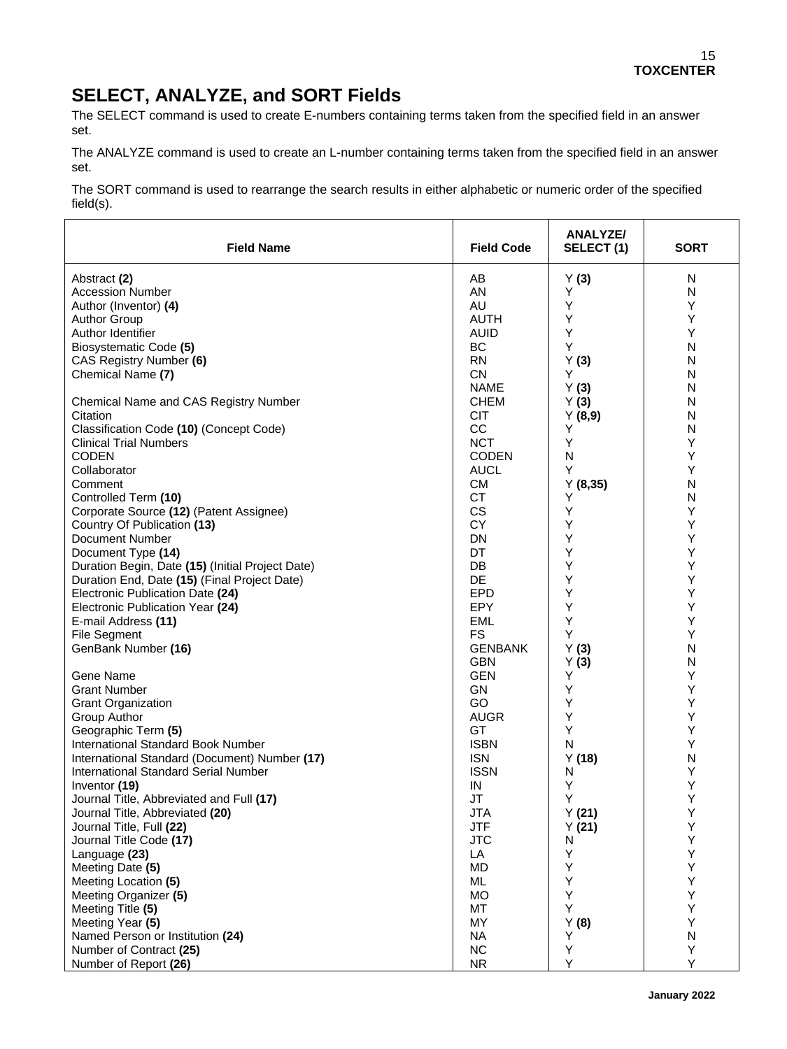# SELECT, ANALYZE, and SORT Fields

The SELECT command is used to create E-numbers containing terms taken from the specified field in an answer set.

The ANALYZE command is used to create an L-number containing terms taken from the specified field in an answer set.

The SORT command is used to rearrange the search results in either alphabetic or numeric order of the specified field(s).

| Field Name | Field Code | ANALYZE/ SELECT (1) | SORT |
|---|---|---|---|
| Abstract **(2)** | AB | Y **(3)** | N |
| Accession Number | AN | Y | N |
| Author (Inventor) **(4)** | AU | Y | Y |
| Author Group | AUTH | Y | Y |
| Author Identifier | AUID | Y | Y |
| Biosystematic Code **(5)** | BC | Y | N |
| CAS Registry Number **(6)** | RN | Y **(3)** | N |
| Chemical Name **(7)** | CN | Y | N |
| | NAME | Y **(3)** | N |
| Chemical Name and CAS Registry Number | CHEM | Y **(3)** | N |
| Citation | CIT | Y **(8,9)** | N |
| Classification Code **(10)** (Concept Code) | CC | Y | N |
| Clinical Trial Numbers | NCT | Y | Y |
| CODEN | CODEN | N | Y |
| Collaborator | AUCL | Y | Y |
| Comment | CM | Y **(8,35)** | N |
| Controlled Term **(10)** | CT | Y | N |
| Corporate Source **(12)** (Patent Assignee) | CS | Y | Y |
| Country Of Publication **(13)** | CY | Y | Y |
| Document Number | DN | Y | Y |
| Document Type **(14)** | DT | Y | Y |
| Duration Begin, Date **(15)** (Initial Project Date) | DB | Y | Y |
| Duration End, Date **(15)** (Final Project Date) | DE | Y | Y |
| Electronic Publication Date **(24)** | EPD | Y | Y |
| Electronic Publication Year **(24)** | EPY | Y | Y |
| E-mail Address **(11)** | EML | Y | Y |
| File Segment | FS | Y | Y |
| GenBank Number **(16)** | GENBANK | Y **(3)** | N |
| | GBN | Y **(3)** | N |
| Gene Name | GEN | Y | Y |
| Grant Number | GN | Y | Y |
| Grant Organization | GO | Y | Y |
| Group Author | AUGR | Y | Y |
| Geographic Term **(5)** | GT | Y | Y |
| International Standard Book Number | ISBN | N | Y |
| International Standard (Document) Number **(17)** | ISN | Y **(18)** | N |
| International Standard Serial Number | ISSN | N | Y |
| Inventor **(19)** | IN | Y | Y |
| Journal Title, Abbreviated and Full **(17)** | JT | Y | Y |
| Journal Title, Abbreviated **(20)** | JTA | Y **(21)** | Y |
| Journal Title, Full **(22)** | JTF | Y **(21)** | Y |
| Journal Title Code **(17)** | JTC | N | Y |
| Language **(23)** | LA | Y | Y |
| Meeting Date **(5)** | MD | Y | Y |
| Meeting Location **(5)** | ML | Y | Y |
| Meeting Organizer **(5)** | MO | Y | Y |
| Meeting Title **(5)** | MT | Y | Y |
| Meeting Year **(5)** | MY | Y **(8)** | Y |
| Named Person or Institution **(24)** | NA | Y | N |
| Number of Contract **(25)** | NC | Y | Y |
| Number of Report **(26)** | NR | Y | Y |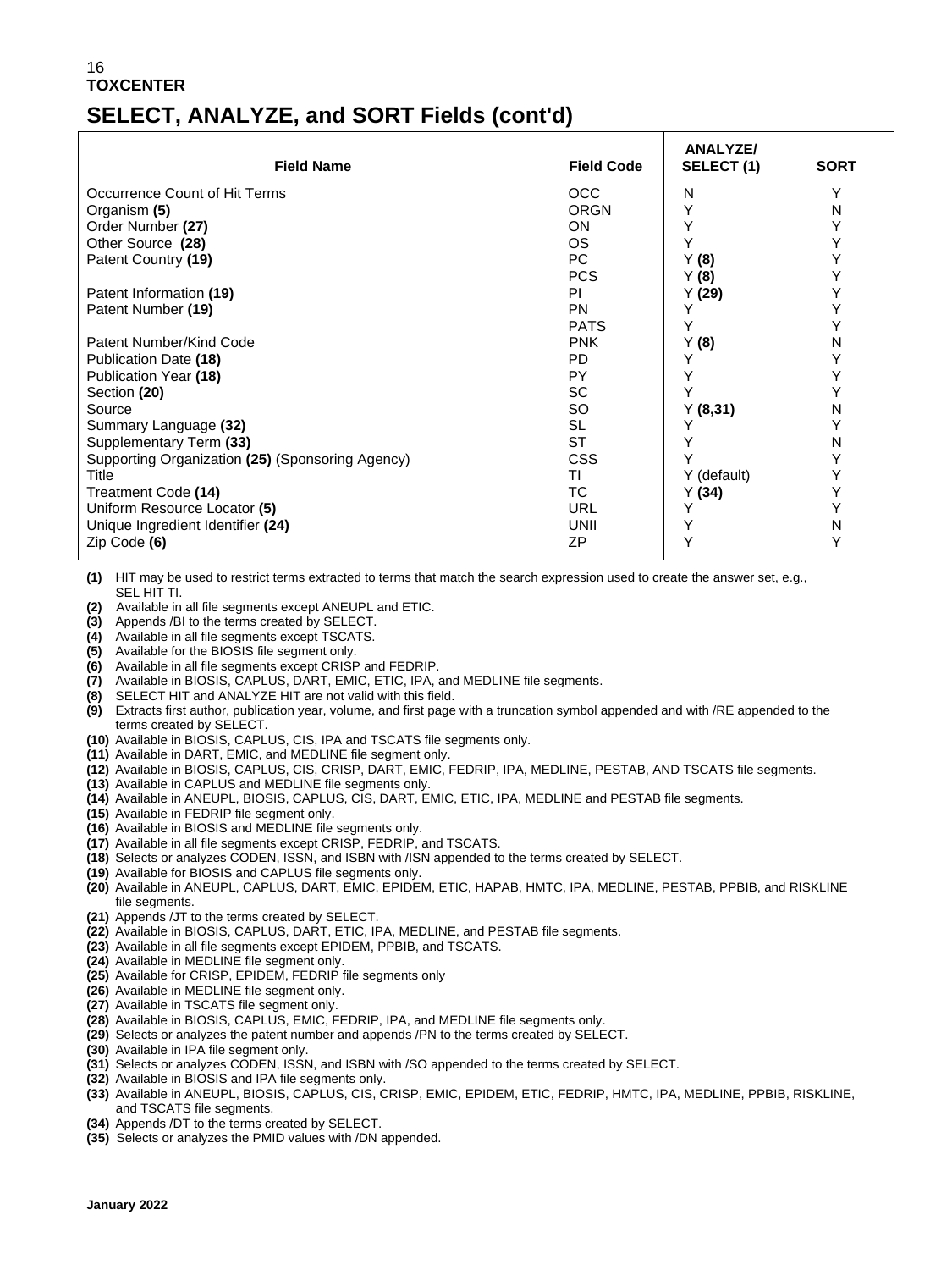**TOXCENTER**

# SELECT, ANALYZE, and SORT Fields (cont'd)

| Field Name | Field Code | ANALYZE/ SELECT (1) | SORT |
|---|---|---|---|
| Occurrence Count of Hit Terms | OCC | N | Y |
| Organism **(5)** | ORGN | Y | N |
| Order Number **(27)** | ON | Y | Y |
| Other Source **(28)** | OS | Y | Y |
| Patent Country **(19)** | PC | Y **(8)** | Y |
| | PCS | Y **(8)** | Y |
| Patent Information **(19)** | PI | Y **(29)** | Y |
| Patent Number **(19)** | PN | Y | Y |
| | PATS | Y | Y |
| Patent Number/Kind Code | PNK | Y **(8)** | N |
| Publication Date **(18)** | PD | Y | Y |
| Publication Year **(18)** | PY | Y | Y |
| Section **(20)** | SC | Y | Y |
| Source | SO | Y **(8,31)** | N |
| Summary Language **(32)** | SL | Y | Y |
| Supplementary Term **(33)** | ST | Y | N |
| Supporting Organization **(25)** (Sponsoring Agency) | CSS | Y | Y |
| Title | TI | Y (default) | Y |
| Treatment Code **(14)** | TC | Y **(34)** | Y |
| Uniform Resource Locator **(5)** | URL | Y | Y |
| Unique Ingredient Identifier **(24)** | UNII | Y | N |
| Zip Code **(6)** | ZP | Y | Y |

**(1)** HIT may be used to restrict terms extracted to terms that match the search expression used to create the answer set, e.g., SEL HIT TI.
**(2)** Available in all file segments except ANEUPL and ETIC.
**(3)** Appends /BI to the terms created by SELECT.
**(4)** Available in all file segments except TSCATS.
**(5)** Available for the BIOSIS file segment only.
**(6)** Available in all file segments except CRISP and FEDRIP.
**(7)** Available in BIOSIS, CAPLUS, DART, EMIC, ETIC, IPA, and MEDLINE file segments.
**(8)** SELECT HIT and ANALYZE HIT are not valid with this field.
**(9)** Extracts first author, publication year, volume, and first page with a truncation symbol appended and with /RE appended to the terms created by SELECT.
**(10)** Available in BIOSIS, CAPLUS, CIS, IPA and TSCATS file segments only.
**(11)** Available in DART, EMIC, and MEDLINE file segment only.
**(12)** Available in BIOSIS, CAPLUS, CIS, CRISP, DART, EMIC, FEDRIP, IPA, MEDLINE, PESTAB, AND TSCATS file segments.
**(13)** Available in CAPLUS and MEDLINE file segments only.
**(14)** Available in ANEUPL, BIOSIS, CAPLUS, CIS, DART, EMIC, ETIC, IPA, MEDLINE and PESTAB file segments.
**(15)** Available in FEDRIP file segment only.
**(16)** Available in BIOSIS and MEDLINE file segments only.
**(17)** Available in all file segments except CRISP, FEDRIP, and TSCATS.
**(18)** Selects or analyzes CODEN, ISSN, and ISBN with /ISN appended to the terms created by SELECT.
**(19)** Available for BIOSIS and CAPLUS file segments only.
**(20)** Available in ANEUPL, CAPLUS, DART, EMIC, EPIDEM, ETIC, HAPAB, HMTC, IPA, MEDLINE, PESTAB, PPBIB, and RISKLINE file segments.
**(21)** Appends /JT to the terms created by SELECT.
**(22)** Available in BIOSIS, CAPLUS, DART, ETIC, IPA, MEDLINE, and PESTAB file segments.
**(23)** Available in all file segments except EPIDEM, PPBIB, and TSCATS.
**(24)** Available in MEDLINE file segment only.
**(25)** Available for CRISP, EPIDEM, FEDRIP file segments only
**(26)** Available in MEDLINE file segment only.
**(27)** Available in TSCATS file segment only.
**(28)** Available in BIOSIS, CAPLUS, EMIC, FEDRIP, IPA, and MEDLINE file segments only.
**(29)** Selects or analyzes the patent number and appends /PN to the terms created by SELECT.
**(30)** Available in IPA file segment only.
**(31)** Selects or analyzes CODEN, ISSN, and ISBN with /SO appended to the terms created by SELECT.
**(32)** Available in BIOSIS and IPA file segments only.
**(33)** Available in ANEUPL, BIOSIS, CAPLUS, CIS, CRISP, EMIC, EPIDEM, ETIC, FEDRIP, HMTC, IPA, MEDLINE, PPBIB, RISKLINE, and TSCATS file segments.
**(34)** Appends /DT to the terms created by SELECT.
**(35)** Selects or analyzes the PMID values with /DN appended.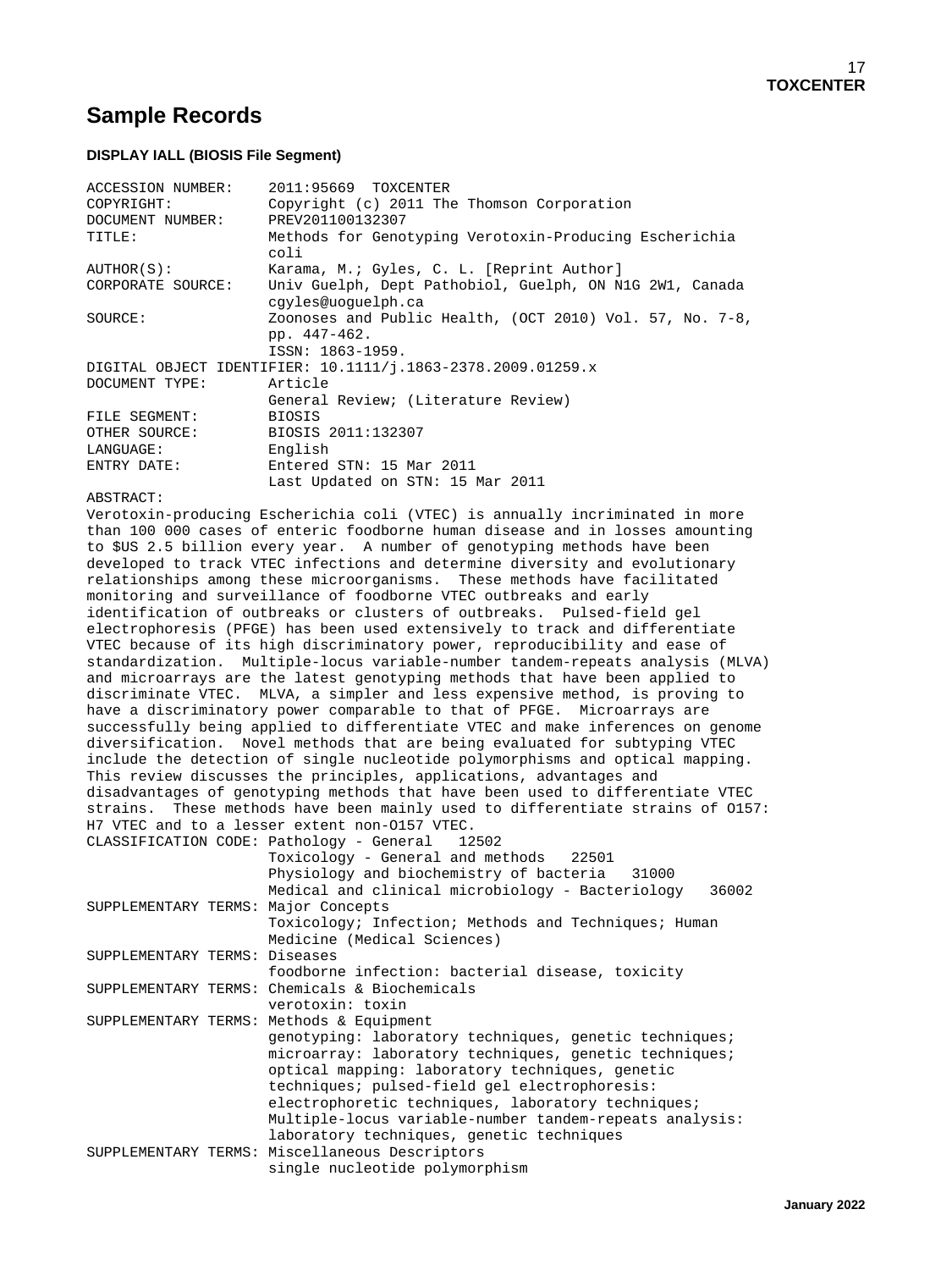## Sample Records

### DISPLAY IALL (BIOSIS File Segment)

```
ACCESSION NUMBER:    2011:95669  TOXCENTER
COPYRIGHT:           Copyright (c) 2011 The Thomson Corporation
DOCUMENT NUMBER:     PREV201100132307
TITLE:               Methods for Genotyping Verotoxin-Producing Escherichia
                     coli
AUTHOR(S):           Karama, M.; Gyles, C. L. [Reprint Author]
CORPORATE SOURCE:    Univ Guelph, Dept Pathobiol, Guelph, ON N1G 2W1, Canada
                     cgyles@uoguelph.ca
SOURCE:              Zoonoses and Public Health, (OCT 2010) Vol. 57, No. 7-8,
                     pp. 447-462.
                     ISSN: 1863-1959.
DIGITAL OBJECT IDENTIFIER: 10.1111/j.1863-2378.2009.01259.x
DOCUMENT TYPE:       Article
                     General Review; (Literature Review)
FILE SEGMENT:        BIOSIS
OTHER SOURCE:        BIOSIS 2011:132307
LANGUAGE:            English
ENTRY DATE:          Entered STN: 15 Mar 2011
                     Last Updated on STN: 15 Mar 2011
ABSTRACT:
Verotoxin-producing Escherichia coli (VTEC) is annually incriminated in more
than 100 000 cases of enteric foodborne human disease and in losses amounting
to $US 2.5 billion every year.  A number of genotyping methods have been
developed to track VTEC infections and determine diversity and evolutionary
relationships among these microorganisms.  These methods have facilitated
monitoring and surveillance of foodborne VTEC outbreaks and early
identification of outbreaks or clusters of outbreaks.  Pulsed-field gel
electrophoresis (PFGE) has been used extensively to track and differentiate
VTEC because of its high discriminatory power, reproducibility and ease of
standardization.  Multiple-locus variable-number tandem-repeats analysis (MLVA)
and microarrays are the latest genotyping methods that have been applied to
discriminate VTEC.  MLVA, a simpler and less expensive method, is proving to
have a discriminatory power comparable to that of PFGE.  Microarrays are
successfully being applied to differentiate VTEC and make inferences on genome
diversification.  Novel methods that are being evaluated for subtyping VTEC
include the detection of single nucleotide polymorphisms and optical mapping.
This review discusses the principles, applications, advantages and
disadvantages of genotyping methods that have been used to differentiate VTEC
strains.  These methods have been mainly used to differentiate strains of O157:
H7 VTEC and to a lesser extent non-O157 VTEC.
CLASSIFICATION CODE: Pathology - General   12502
                     Toxicology - General and methods   22501
                     Physiology and biochemistry of bacteria   31000
                     Medical and clinical microbiology - Bacteriology   36002
SUPPLEMENTARY TERMS: Major Concepts
                     Toxicology; Infection; Methods and Techniques; Human
                     Medicine (Medical Sciences)
SUPPLEMENTARY TERMS: Diseases
                     foodborne infection: bacterial disease, toxicity
SUPPLEMENTARY TERMS: Chemicals & Biochemicals
                     verotoxin: toxin
SUPPLEMENTARY TERMS: Methods & Equipment
                     genotyping: laboratory techniques, genetic techniques;
                     microarray: laboratory techniques, genetic techniques;
                     optical mapping: laboratory techniques, genetic
                     techniques; pulsed-field gel electrophoresis:
                     electrophoretic techniques, laboratory techniques;
                     Multiple-locus variable-number tandem-repeats analysis:
                     laboratory techniques, genetic techniques
SUPPLEMENTARY TERMS: Miscellaneous Descriptors
                     single nucleotide polymorphism
```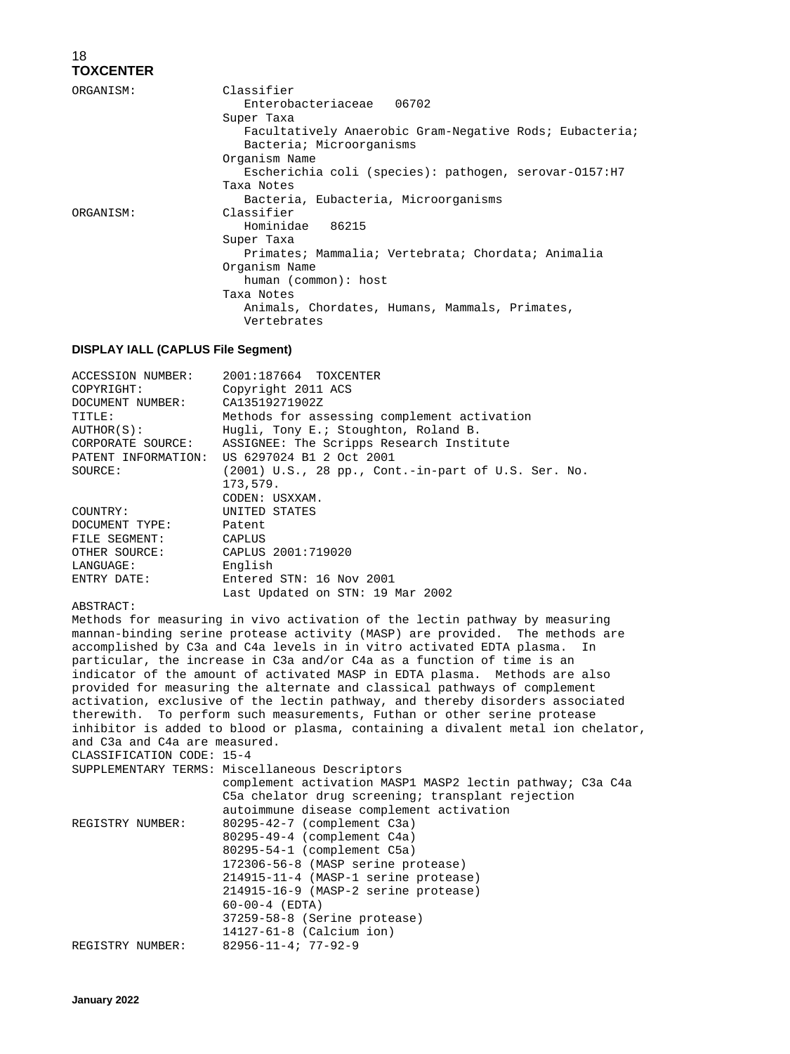ORGANISM: Classifier
Enterobacteriaceae 06702
Super Taxa
Facultatively Anaerobic Gram-Negative Rods; Eubacteria; Bacteria; Microorganisms
Organism Name
Escherichia coli (species): pathogen, serovar-O157:H7
Taxa Notes
Bacteria, Eubacteria, Microorganisms

ORGANISM: Classifier
Hominidae 86215
Super Taxa
Primates; Mammalia; Vertebrata; Chordata; Animalia
Organism Name
human (common): host
Taxa Notes
Animals, Chordates, Humans, Mammals, Primates, Vertebrates

**DISPLAY IALL (CAPLUS File Segment)**

ACCESSION NUMBER: 2001:187664 TOXCENTER
COPYRIGHT: Copyright 2011 ACS
DOCUMENT NUMBER: CA13519271902Z
TITLE: Methods for assessing complement activation
AUTHOR(S): Hugli, Tony E.; Stoughton, Roland B.
CORPORATE SOURCE: ASSIGNEE: The Scripps Research Institute
PATENT INFORMATION: US 6297024 B1 2 Oct 2001
SOURCE: (2001) U.S., 28 pp., Cont.-in-part of U.S. Ser. No. 173,579.
CODEN: USXXAM.
COUNTRY: UNITED STATES
DOCUMENT TYPE: Patent
FILE SEGMENT: CAPLUS
OTHER SOURCE: CAPLUS 2001:719020
LANGUAGE: English
ENTRY DATE: Entered STN: 16 Nov 2001
Last Updated on STN: 19 Mar 2002

ABSTRACT:
Methods for measuring in vivo activation of the lectin pathway by measuring mannan-binding serine protease activity (MASP) are provided. The methods are accomplished by C3a and C4a levels in in vitro activated EDTA plasma. In particular, the increase in C3a and/or C4a as a function of time is an indicator of the amount of activated MASP in EDTA plasma. Methods are also provided for measuring the alternate and classical pathways of complement activation, exclusive of the lectin pathway, and thereby disorders associated therewith. To perform such measurements, Futhan or other serine protease inhibitor is added to blood or plasma, containing a divalent metal ion chelator, and C3a and C4a are measured.

CLASSIFICATION CODE: 15-4

SUPPLEMENTARY TERMS: Miscellaneous Descriptors
complement activation MASP1 MASP2 lectin pathway; C3a C4a C5a chelator drug screening; transplant rejection autoimmune disease complement activation

REGISTRY NUMBER: 80295-42-7 (complement C3a)
80295-49-4 (complement C4a)
80295-54-1 (complement C5a)
172306-56-8 (MASP serine protease)
214915-11-4 (MASP-1 serine protease)
214915-16-9 (MASP-2 serine protease)
60-00-4 (EDTA)
37259-58-8 (Serine protease)
14127-61-8 (Calcium ion)

REGISTRY NUMBER: 82956-11-4; 77-92-9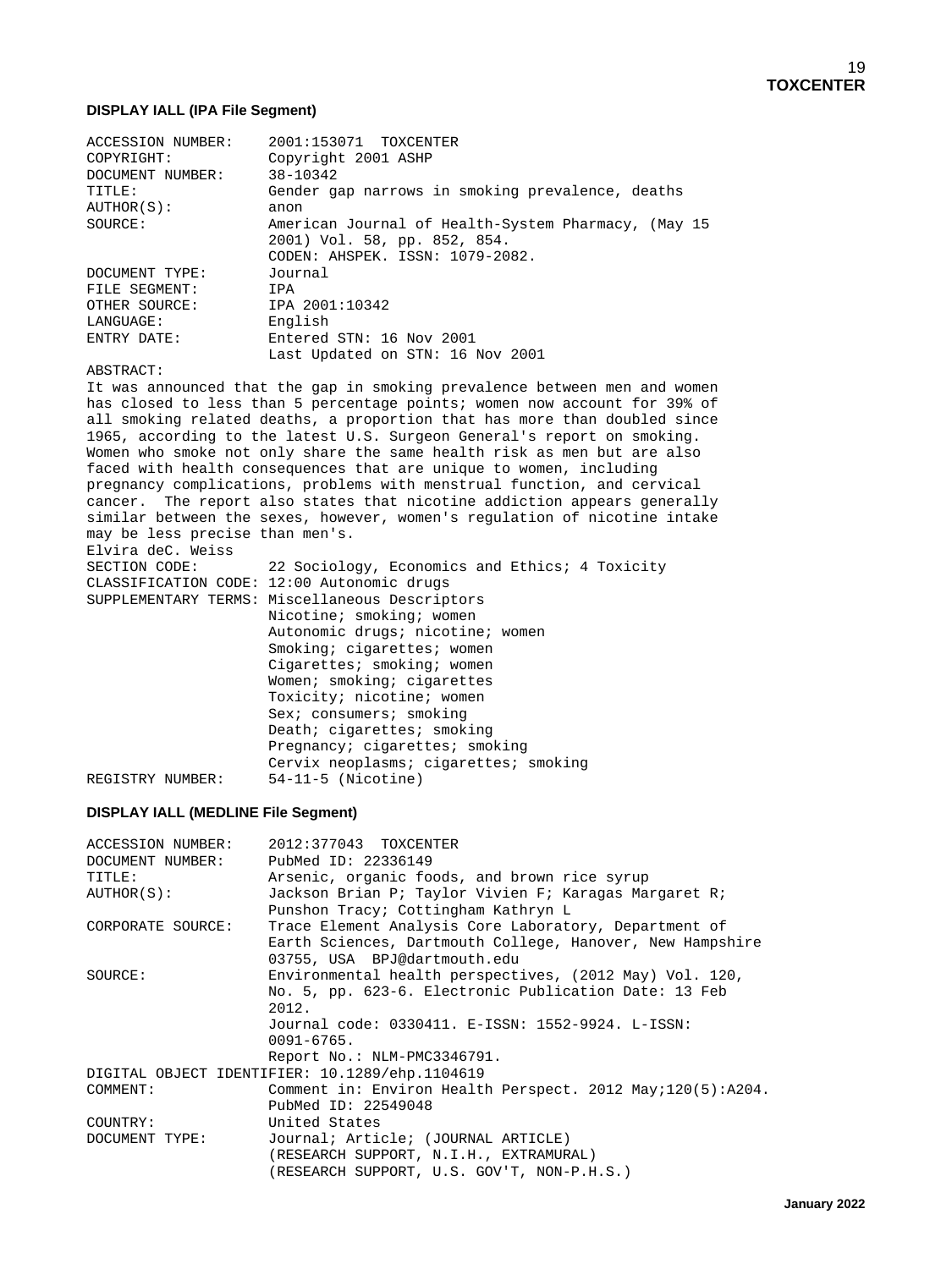### DISPLAY IALL (IPA File Segment)

```
ACCESSION NUMBER:    2001:153071  TOXCENTER
COPYRIGHT:           Copyright 2001 ASHP
DOCUMENT NUMBER:     38-10342
TITLE:               Gender gap narrows in smoking prevalence, deaths
AUTHOR(S):           anon
SOURCE:              American Journal of Health-System Pharmacy, (May 15
                     2001) Vol. 58, pp. 852, 854.
                     CODEN: AHSPEK. ISSN: 1079-2082.
DOCUMENT TYPE:       Journal
FILE SEGMENT:        IPA
OTHER SOURCE:        IPA 2001:10342
LANGUAGE:            English
ENTRY DATE:          Entered STN: 16 Nov 2001
                     Last Updated on STN: 16 Nov 2001
ABSTRACT:
It was announced that the gap in smoking prevalence between men and women
has closed to less than 5 percentage points; women now account for 39% of
all smoking related deaths, a proportion that has more than doubled since
1965, according to the latest U.S. Surgeon General's report on smoking.
Women who smoke not only share the same health risk as men but are also
faced with health consequences that are unique to women, including
pregnancy complications, problems with menstrual function, and cervical
cancer.  The report also states that nicotine addiction appears generally
similar between the sexes, however, women's regulation of nicotine intake
may be less precise than men's.
Elvira deC. Weiss
SECTION CODE:        22 Sociology, Economics and Ethics; 4 Toxicity
CLASSIFICATION CODE: 12:00 Autonomic drugs
SUPPLEMENTARY TERMS: Miscellaneous Descriptors
                     Nicotine; smoking; women
                     Autonomic drugs; nicotine; women
                     Smoking; cigarettes; women
                     Cigarettes; smoking; women
                     Women; smoking; cigarettes
                     Toxicity; nicotine; women
                     Sex; consumers; smoking
                     Death; cigarettes; smoking
                     Pregnancy; cigarettes; smoking
                     Cervix neoplasms; cigarettes; smoking
REGISTRY NUMBER:     54-11-5 (Nicotine)
```

### DISPLAY IALL (MEDLINE File Segment)

```
ACCESSION NUMBER:    2012:377043  TOXCENTER
DOCUMENT NUMBER:     PubMed ID: 22336149
TITLE:               Arsenic, organic foods, and brown rice syrup
AUTHOR(S):           Jackson Brian P; Taylor Vivien F; Karagas Margaret R;
                     Punshon Tracy; Cottingham Kathryn L
CORPORATE SOURCE:    Trace Element Analysis Core Laboratory, Department of
                     Earth Sciences, Dartmouth College, Hanover, New Hampshire
                     03755, USA  BPJ@dartmouth.edu
SOURCE:              Environmental health perspectives, (2012 May) Vol. 120,
                     No. 5, pp. 623-6. Electronic Publication Date: 13 Feb
                     2012.
                     Journal code: 0330411. E-ISSN: 1552-9924. L-ISSN:
                     0091-6765.
                     Report No.: NLM-PMC3346791.
DIGITAL OBJECT IDENTIFIER: 10.1289/ehp.1104619
COMMENT:             Comment in: Environ Health Perspect. 2012 May;120(5):A204.
                     PubMed ID: 22549048
COUNTRY:             United States
DOCUMENT TYPE:       Journal; Article; (JOURNAL ARTICLE)
                     (RESEARCH SUPPORT, N.I.H., EXTRAMURAL)
                     (RESEARCH SUPPORT, U.S. GOV'T, NON-P.H.S.)
```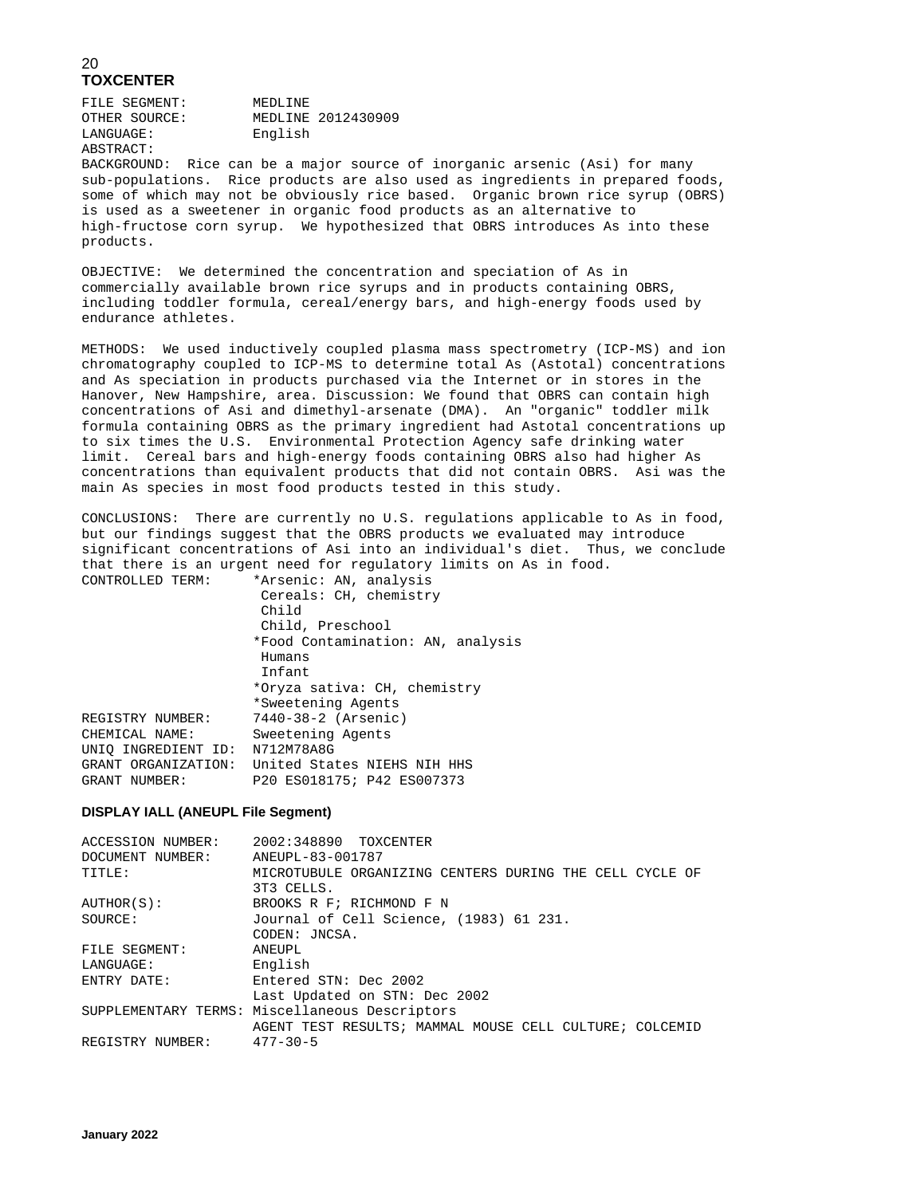## TOXCENTER

```
FILE SEGMENT:        MEDLINE
OTHER SOURCE:        MEDLINE 2012430909
LANGUAGE:            English
ABSTRACT:
BACKGROUND:  Rice can be a major source of inorganic arsenic (Asi) for many
sub-populations.  Rice products are also used as ingredients in prepared foods,
some of which may not be obviously rice based.  Organic brown rice syrup (OBRS)
is used as a sweetener in organic food products as an alternative to
high-fructose corn syrup.  We hypothesized that OBRS introduces As into these
products.

OBJECTIVE:  We determined the concentration and speciation of As in
commercially available brown rice syrups and in products containing OBRS,
including toddler formula, cereal/energy bars, and high-energy foods used by
endurance athletes.

METHODS:  We used inductively coupled plasma mass spectrometry (ICP-MS) and ion
chromatography coupled to ICP-MS to determine total As (Astotal) concentrations
and As speciation in products purchased via the Internet or in stores in the
Hanover, New Hampshire, area. Discussion: We found that OBRS can contain high
concentrations of Asi and dimethyl-arsenate (DMA).  An "organic" toddler milk
formula containing OBRS as the primary ingredient had Astotal concentrations up
to six times the U.S.  Environmental Protection Agency safe drinking water
limit.  Cereal bars and high-energy foods containing OBRS also had higher As
concentrations than equivalent products that did not contain OBRS.  Asi was the
main As species in most food products tested in this study.

CONCLUSIONS:  There are currently no U.S. regulations applicable to As in food,
but our findings suggest that the OBRS products we evaluated may introduce
significant concentrations of Asi into an individual's diet.  Thus, we conclude
that there is an urgent need for regulatory limits on As in food.
CONTROLLED TERM:     *Arsenic: AN, analysis
                      Cereals: CH, chemistry
                      Child
                      Child, Preschool
                     *Food Contamination: AN, analysis
                      Humans
                      Infant
                     *Oryza sativa: CH, chemistry
                     *Sweetening Agents
REGISTRY NUMBER:     7440-38-2 (Arsenic)
CHEMICAL NAME:       Sweetening Agents
UNIQ INGREDIENT ID:  N712M78A8G
GRANT ORGANIZATION:  United States NIEHS NIH HHS
GRANT NUMBER:        P20 ES018175; P42 ES007373
```

### DISPLAY IALL (ANEUPL File Segment)

```
ACCESSION NUMBER:    2002:348890  TOXCENTER
DOCUMENT NUMBER:     ANEUPL-83-001787
TITLE:               MICROTUBULE ORGANIZING CENTERS DURING THE CELL CYCLE OF
                     3T3 CELLS.
AUTHOR(S):           BROOKS R F; RICHMOND F N
SOURCE:              Journal of Cell Science, (1983) 61 231.
                     CODEN: JNCSA.
FILE SEGMENT:        ANEUPL
LANGUAGE:            English
ENTRY DATE:          Entered STN: Dec 2002
                     Last Updated on STN: Dec 2002
SUPPLEMENTARY TERMS: Miscellaneous Descriptors
                     AGENT TEST RESULTS; MAMMAL MOUSE CELL CULTURE; COLCEMID
REGISTRY NUMBER:     477-30-5
```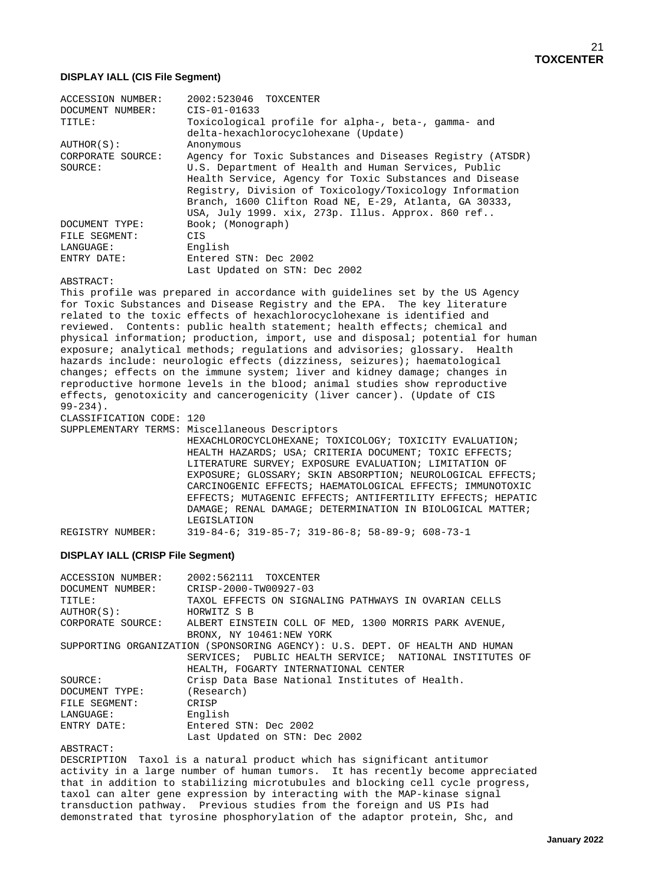**DISPLAY IALL (CIS File Segment)**

```
ACCESSION NUMBER:    2002:523046  TOXCENTER
DOCUMENT NUMBER:     CIS-01-01633
TITLE:               Toxicological profile for alpha-, beta-, gamma- and
                     delta-hexachlorocyclohexane (Update)
AUTHOR(S):           Anonymous
CORPORATE SOURCE:    Agency for Toxic Substances and Diseases Registry (ATSDR)
SOURCE:              U.S. Department of Health and Human Services, Public
                     Health Service, Agency for Toxic Substances and Disease
                     Registry, Division of Toxicology/Toxicology Information
                     Branch, 1600 Clifton Road NE, E-29, Atlanta, GA 30333,
                     USA, July 1999. xix, 273p. Illus. Approx. 860 ref..
DOCUMENT TYPE:       Book; (Monograph)
FILE SEGMENT:        CIS
LANGUAGE:            English
ENTRY DATE:          Entered STN: Dec 2002
                     Last Updated on STN: Dec 2002
ABSTRACT:
This profile was prepared in accordance with guidelines set by the US Agency
for Toxic Substances and Disease Registry and the EPA.  The key literature
related to the toxic effects of hexachlorocyclohexane is identified and
reviewed.  Contents: public health statement; health effects; chemical and
physical information; production, import, use and disposal; potential for human
exposure; analytical methods; regulations and advisories; glossary.  Health
hazards include: neurologic effects (dizziness, seizures); haematological
changes; effects on the immune system; liver and kidney damage; changes in
reproductive hormone levels in the blood; animal studies show reproductive
effects, genotoxicity and cancerogenicity (liver cancer). (Update of CIS
99-234).
CLASSIFICATION CODE: 120
SUPPLEMENTARY TERMS: Miscellaneous Descriptors
                     HEXACHLOROCYCLOHEXANE; TOXICOLOGY; TOXICITY EVALUATION;
                     HEALTH HAZARDS; USA; CRITERIA DOCUMENT; TOXIC EFFECTS;
                     LITERATURE SURVEY; EXPOSURE EVALUATION; LIMITATION OF
                     EXPOSURE; GLOSSARY; SKIN ABSORPTION; NEUROLOGICAL EFFECTS;
                     CARCINOGENIC EFFECTS; HAEMATOLOGICAL EFFECTS; IMMUNOTOXIC
                     EFFECTS; MUTAGENIC EFFECTS; ANTIFERTILITY EFFECTS; HEPATIC
                     DAMAGE; RENAL DAMAGE; DETERMINATION IN BIOLOGICAL MATTER;
                     LEGISLATION
REGISTRY NUMBER:     319-84-6; 319-85-7; 319-86-8; 58-89-9; 608-73-1
```

**DISPLAY IALL (CRISP File Segment)**

```
ACCESSION NUMBER:    2002:562111  TOXCENTER
DOCUMENT NUMBER:     CRISP-2000-TW00927-03
TITLE:               TAXOL EFFECTS ON SIGNALING PATHWAYS IN OVARIAN CELLS
AUTHOR(S):           HORWITZ S B
CORPORATE SOURCE:    ALBERT EINSTEIN COLL OF MED, 1300 MORRIS PARK AVENUE,
                     BRONX, NY 10461:NEW YORK
SUPPORTING ORGANIZATION (SPONSORING AGENCY): U.S. DEPT. OF HEALTH AND HUMAN
                     SERVICES;  PUBLIC HEALTH SERVICE;  NATIONAL INSTITUTES OF
                     HEALTH, FOGARTY INTERNATIONAL CENTER
SOURCE:              Crisp Data Base National Institutes of Health.
DOCUMENT TYPE:       (Research)
FILE SEGMENT:        CRISP
LANGUAGE:            English
ENTRY DATE:          Entered STN: Dec 2002
                     Last Updated on STN: Dec 2002
ABSTRACT:
DESCRIPTION  Taxol is a natural product which has significant antitumor
activity in a large number of human tumors.  It has recently become appreciated
that in addition to stabilizing microtubules and blocking cell cycle progress,
taxol can alter gene expression by interacting with the MAP-kinase signal
transduction pathway.  Previous studies from the foreign and US PIs had
demonstrated that tyrosine phosphorylation of the adaptor protein, Shc, and
```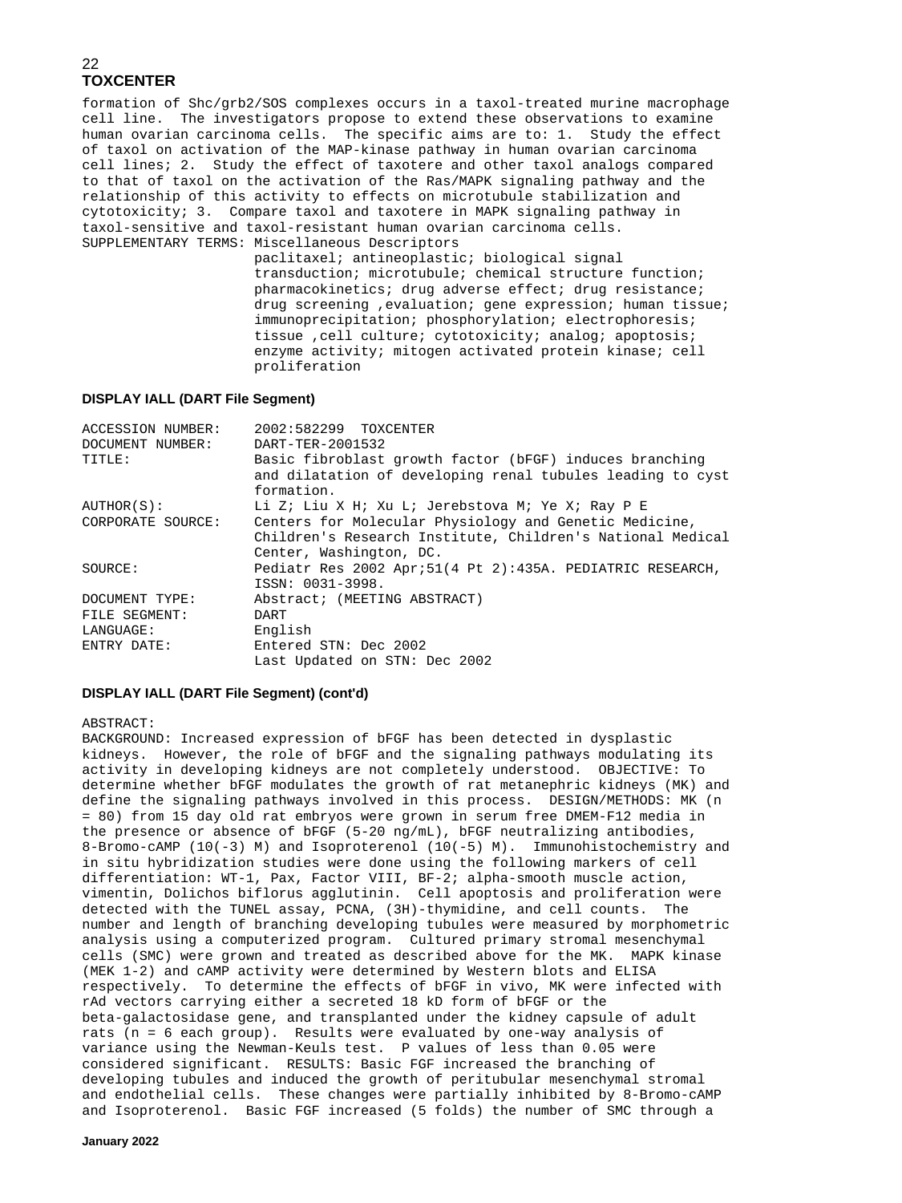formation of Shc/grb2/SOS complexes occurs in a taxol-treated murine macrophage cell line. The investigators propose to extend these observations to examine human ovarian carcinoma cells. The specific aims are to: 1. Study the effect of taxol on activation of the MAP-kinase pathway in human ovarian carcinoma cell lines; 2. Study the effect of taxotere and other taxol analogs compared to that of taxol on the activation of the Ras/MAPK signaling pathway and the relationship of this activity to effects on microtubule stabilization and cytotoxicity; 3. Compare taxol and taxotere in MAPK signaling pathway in taxol-sensitive and taxol-resistant human ovarian carcinoma cells.

SUPPLEMENTARY TERMS: Miscellaneous Descriptors
paclitaxel; antineoplastic; biological signal transduction; microtubule; chemical structure function; pharmacokinetics; drug adverse effect; drug resistance; drug screening ,evaluation; gene expression; human tissue; immunoprecipitation; phosphorylation; electrophoresis; tissue ,cell culture; cytotoxicity; analog; apoptosis; enzyme activity; mitogen activated protein kinase; cell proliferation

**DISPLAY IALL (DART File Segment)**

| | |
|---|---|
| ACCESSION NUMBER: | 2002:582299 TOXCENTER |
| DOCUMENT NUMBER: | DART-TER-2001532 |
| TITLE: | Basic fibroblast growth factor (bFGF) induces branching and dilatation of developing renal tubules leading to cyst formation. |
| AUTHOR(S): | Li Z; Liu X H; Xu L; Jerebstova M; Ye X; Ray P E |
| CORPORATE SOURCE: | Centers for Molecular Physiology and Genetic Medicine, Children's Research Institute, Children's National Medical Center, Washington, DC. |
| SOURCE: | Pediatr Res 2002 Apr;51(4 Pt 2):435A. PEDIATRIC RESEARCH, ISSN: 0031-3998. |
| DOCUMENT TYPE: | Abstract; (MEETING ABSTRACT) |
| FILE SEGMENT: | DART |
| LANGUAGE: | English |
| ENTRY DATE: | Entered STN: Dec 2002<br>Last Updated on STN: Dec 2002 |

**DISPLAY IALL (DART File Segment) (cont'd)**

ABSTRACT:
BACKGROUND: Increased expression of bFGF has been detected in dysplastic kidneys. However, the role of bFGF and the signaling pathways modulating its activity in developing kidneys are not completely understood. OBJECTIVE: To determine whether bFGF modulates the growth of rat metanephric kidneys (MK) and define the signaling pathways involved in this process. DESIGN/METHODS: MK (n = 80) from 15 day old rat embryos were grown in serum free DMEM-F12 media in the presence or absence of bFGF (5-20 ng/mL), bFGF neutralizing antibodies, 8-Bromo-cAMP (10(-3) M) and Isoproterenol (10(-5) M). Immunohistochemistry and in situ hybridization studies were done using the following markers of cell differentiation: WT-1, Pax, Factor VIII, BF-2; alpha-smooth muscle action, vimentin, Dolichos biflorus agglutinin. Cell apoptosis and proliferation were detected with the TUNEL assay, PCNA, (3H)-thymidine, and cell counts. The number and length of branching developing tubules were measured by morphometric analysis using a computerized program. Cultured primary stromal mesenchymal cells (SMC) were grown and treated as described above for the MK. MAPK kinase (MEK 1-2) and cAMP activity were determined by Western blots and ELISA respectively. To determine the effects of bFGF in vivo, MK were infected with rAd vectors carrying either a secreted 18 kD form of bFGF or the beta-galactosidase gene, and transplanted under the kidney capsule of adult rats (n = 6 each group). Results were evaluated by one-way analysis of variance using the Newman-Keuls test. P values of less than 0.05 were considered significant. RESULTS: Basic FGF increased the branching of developing tubules and induced the growth of peritubular mesenchymal stromal and endothelial cells. These changes were partially inhibited by 8-Bromo-cAMP and Isoproterenol. Basic FGF increased (5 folds) the number of SMC through a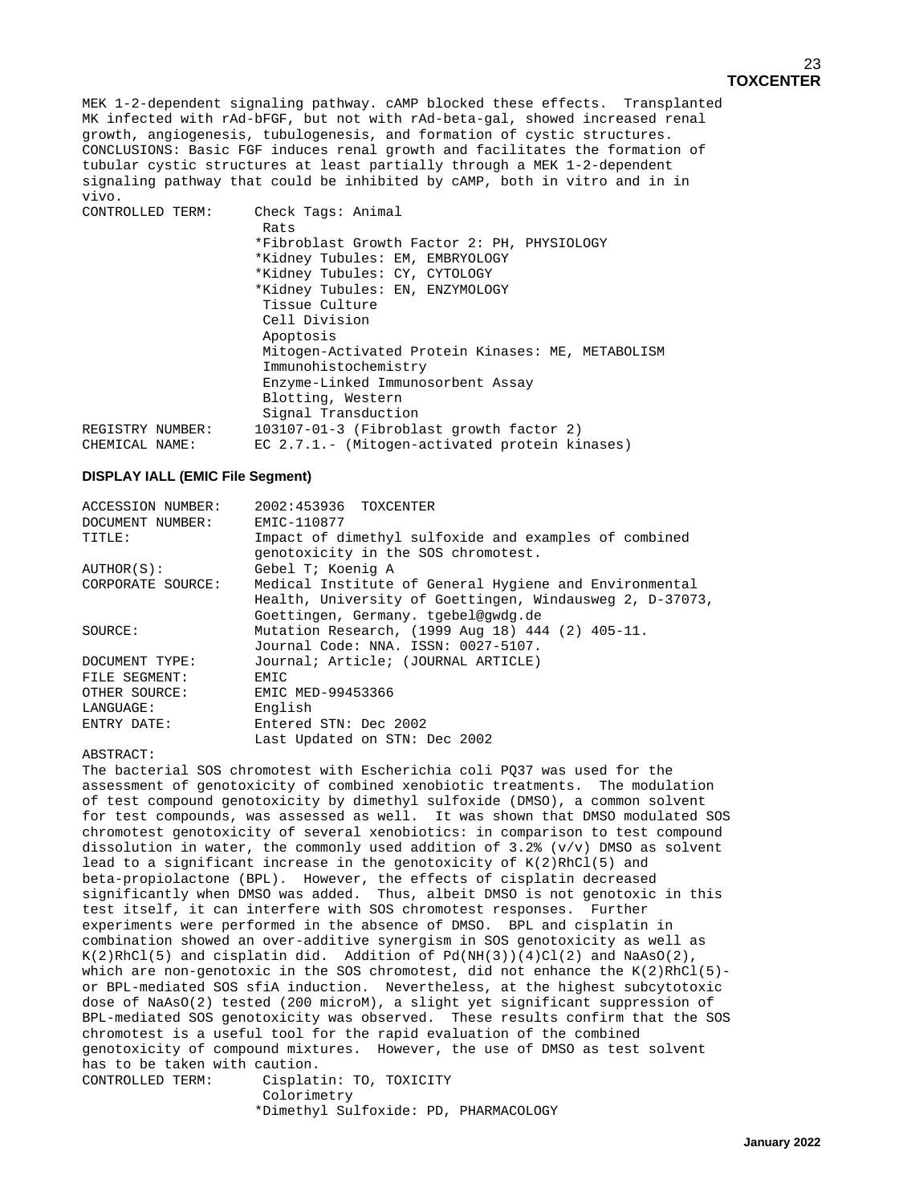MEK 1-2-dependent signaling pathway. cAMP blocked these effects. Transplanted MK infected with rAd-bFGF, but not with rAd-beta-gal, showed increased renal growth, angiogenesis, tubulogenesis, and formation of cystic structures. CONCLUSIONS: Basic FGF induces renal growth and facilitates the formation of tubular cystic structures at least partially through a MEK 1-2-dependent signaling pathway that could be inhibited by cAMP, both in vitro and in in vivo.

CONTROLLED TERM: Check Tags: Animal
 Rats
 *Fibroblast Growth Factor 2: PH, PHYSIOLOGY
 *Kidney Tubules: EM, EMBRYOLOGY
 *Kidney Tubules: CY, CYTOLOGY
 *Kidney Tubules: EN, ENZYMOLOGY
 Tissue Culture
 Cell Division
 Apoptosis
 Mitogen-Activated Protein Kinases: ME, METABOLISM
 Immunohistochemistry
 Enzyme-Linked Immunosorbent Assay
 Blotting, Western
 Signal Transduction

REGISTRY NUMBER: 103107-01-3 (Fibroblast growth factor 2)

CHEMICAL NAME: EC 2.7.1.- (Mitogen-activated protein kinases)

**DISPLAY IALL (EMIC File Segment)**

ACCESSION NUMBER: 2002:453936 TOXCENTER

DOCUMENT NUMBER: EMIC-110877

TITLE: Impact of dimethyl sulfoxide and examples of combined genotoxicity in the SOS chromotest.

AUTHOR(S): Gebel T; Koenig A

CORPORATE SOURCE: Medical Institute of General Hygiene and Environmental Health, University of Goettingen, Windausweg 2, D-37073, Goettingen, Germany. tgebel@gwdg.de

SOURCE: Mutation Research, (1999 Aug 18) 444 (2) 405-11. Journal Code: NNA. ISSN: 0027-5107.

DOCUMENT TYPE: Journal; Article; (JOURNAL ARTICLE)

FILE SEGMENT: EMIC

OTHER SOURCE: EMIC MED-99453366

LANGUAGE: English

ENTRY DATE: Entered STN: Dec 2002
Last Updated on STN: Dec 2002

ABSTRACT:

The bacterial SOS chromotest with Escherichia coli PQ37 was used for the assessment of genotoxicity of combined xenobiotic treatments. The modulation of test compound genotoxicity by dimethyl sulfoxide (DMSO), a common solvent for test compounds, was assessed as well. It was shown that DMSO modulated SOS chromotest genotoxicity of several xenobiotics: in comparison to test compound dissolution in water, the commonly used addition of 3.2% (v/v) DMSO as solvent lead to a significant increase in the genotoxicity of K(2)RhCl(5) and beta-propiolactone (BPL). However, the effects of cisplatin decreased significantly when DMSO was added. Thus, albeit DMSO is not genotoxic in this test itself, it can interfere with SOS chromotest responses. Further experiments were performed in the absence of DMSO. BPL and cisplatin in combination showed an over-additive synergism in SOS genotoxicity as well as K(2)RhCl(5) and cisplatin did. Addition of Pd(NH(3))(4)Cl(2) and NaAsO(2), which are non-genotoxic in the SOS chromotest, did not enhance the K(2)RhCl(5)- or BPL-mediated SOS sfiA induction. Nevertheless, at the highest subcytotoxic dose of NaAsO(2) tested (200 microM), a slight yet significant suppression of BPL-mediated SOS genotoxicity was observed. These results confirm that the SOS chromotest is a useful tool for the rapid evaluation of the combined genotoxicity of compound mixtures. However, the use of DMSO as test solvent has to be taken with caution.

CONTROLLED TERM: Cisplatin: TO, TOXICITY
 Colorimetry
 *Dimethyl Sulfoxide: PD, PHARMACOLOGY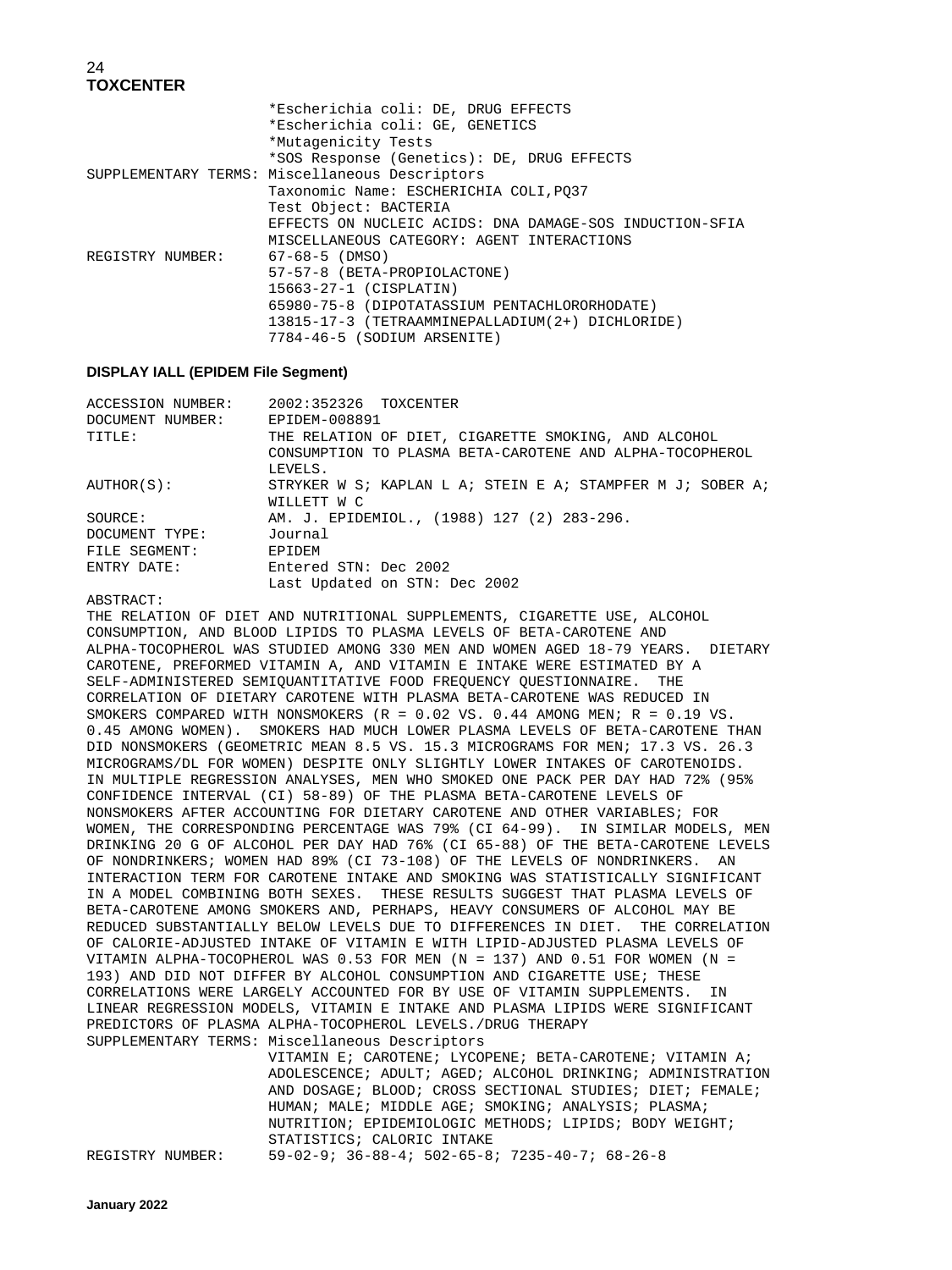```
                    *Escherichia coli: DE, DRUG EFFECTS
                    *Escherichia coli: GE, GENETICS
                    *Mutagenicity Tests
                    *SOS Response (Genetics): DE, DRUG EFFECTS
SUPPLEMENTARY TERMS: Miscellaneous Descriptors
                    Taxonomic Name: ESCHERICHIA COLI,PQ37
                    Test Object: BACTERIA
                    EFFECTS ON NUCLEIC ACIDS: DNA DAMAGE-SOS INDUCTION-SFIA
                    MISCELLANEOUS CATEGORY: AGENT INTERACTIONS
REGISTRY NUMBER:    67-68-5 (DMSO)
                    57-57-8 (BETA-PROPIOLACTONE)
                    15663-27-1 (CISPLATIN)
                    65980-75-8 (DIPOTATASSIUM PENTACHLORORHODATE)
                    13815-17-3 (TETRAAMMINEPALLADIUM(2+) DICHLORIDE)
                    7784-46-5 (SODIUM ARSENITE)
```

**DISPLAY IALL (EPIDEM File Segment)**

```
ACCESSION NUMBER:   2002:352326  TOXCENTER
DOCUMENT NUMBER:    EPIDEM-008891
TITLE:              THE RELATION OF DIET, CIGARETTE SMOKING, AND ALCOHOL
                    CONSUMPTION TO PLASMA BETA-CAROTENE AND ALPHA-TOCOPHEROL
                    LEVELS.
AUTHOR(S):          STRYKER W S; KAPLAN L A; STEIN E A; STAMPFER M J; SOBER A;
                    WILLETT W C
SOURCE:             AM. J. EPIDEMIOL., (1988) 127 (2) 283-296.
DOCUMENT TYPE:      Journal
FILE SEGMENT:       EPIDEM
ENTRY DATE:         Entered STN: Dec 2002
                    Last Updated on STN: Dec 2002
ABSTRACT:
THE RELATION OF DIET AND NUTRITIONAL SUPPLEMENTS, CIGARETTE USE, ALCOHOL
CONSUMPTION, AND BLOOD LIPIDS TO PLASMA LEVELS OF BETA-CAROTENE AND
ALPHA-TOCOPHEROL WAS STUDIED AMONG 330 MEN AND WOMEN AGED 18-79 YEARS.  DIETARY
CAROTENE, PREFORMED VITAMIN A, AND VITAMIN E INTAKE WERE ESTIMATED BY A
SELF-ADMINISTERED SEMIQUANTITATIVE FOOD FREQUENCY QUESTIONNAIRE.  THE
CORRELATION OF DIETARY CAROTENE WITH PLASMA BETA-CAROTENE WAS REDUCED IN
SMOKERS COMPARED WITH NONSMOKERS (R = 0.02 VS. 0.44 AMONG MEN; R = 0.19 VS.
0.45 AMONG WOMEN).  SMOKERS HAD MUCH LOWER PLASMA LEVELS OF BETA-CAROTENE THAN
DID NONSMOKERS (GEOMETRIC MEAN 8.5 VS. 15.3 MICROGRAMS FOR MEN; 17.3 VS. 26.3
MICROGRAMS/DL FOR WOMEN) DESPITE ONLY SLIGHTLY LOWER INTAKES OF CAROTENOIDS.
IN MULTIPLE REGRESSION ANALYSES, MEN WHO SMOKED ONE PACK PER DAY HAD 72% (95%
CONFIDENCE INTERVAL (CI) 58-89) OF THE PLASMA BETA-CAROTENE LEVELS OF
NONSMOKERS AFTER ACCOUNTING FOR DIETARY CAROTENE AND OTHER VARIABLES; FOR
WOMEN, THE CORRESPONDING PERCENTAGE WAS 79% (CI 64-99).  IN SIMILAR MODELS, MEN
DRINKING 20 G OF ALCOHOL PER DAY HAD 76% (CI 65-88) OF THE BETA-CAROTENE LEVELS
OF NONDRINKERS; WOMEN HAD 89% (CI 73-108) OF THE LEVELS OF NONDRINKERS.  AN
INTERACTION TERM FOR CAROTENE INTAKE AND SMOKING WAS STATISTICALLY SIGNIFICANT
IN A MODEL COMBINING BOTH SEXES.  THESE RESULTS SUGGEST THAT PLASMA LEVELS OF
BETA-CAROTENE AMONG SMOKERS AND, PERHAPS, HEAVY CONSUMERS OF ALCOHOL MAY BE
REDUCED SUBSTANTIALLY BELOW LEVELS DUE TO DIFFERENCES IN DIET.  THE CORRELATION
OF CALORIE-ADJUSTED INTAKE OF VITAMIN E WITH LIPID-ADJUSTED PLASMA LEVELS OF
VITAMIN ALPHA-TOCOPHEROL WAS 0.53 FOR MEN (N = 137) AND 0.51 FOR WOMEN (N =
193) AND DID NOT DIFFER BY ALCOHOL CONSUMPTION AND CIGARETTE USE; THESE
CORRELATIONS WERE LARGELY ACCOUNTED FOR BY USE OF VITAMIN SUPPLEMENTS.  IN
LINEAR REGRESSION MODELS, VITAMIN E INTAKE AND PLASMA LIPIDS WERE SIGNIFICANT
PREDICTORS OF PLASMA ALPHA-TOCOPHEROL LEVELS./DRUG THERAPY
SUPPLEMENTARY TERMS: Miscellaneous Descriptors
                    VITAMIN E; CAROTENE; LYCOPENE; BETA-CAROTENE; VITAMIN A;
                    ADOLESCENCE; ADULT; AGED; ALCOHOL DRINKING; ADMINISTRATION
                    AND DOSAGE; BLOOD; CROSS SECTIONAL STUDIES; DIET; FEMALE;
                    HUMAN; MALE; MIDDLE AGE; SMOKING; ANALYSIS; PLASMA;
                    NUTRITION; EPIDEMIOLOGIC METHODS; LIPIDS; BODY WEIGHT;
                    STATISTICS; CALORIC INTAKE
REGISTRY NUMBER:    59-02-9; 36-88-4; 502-65-8; 7235-40-7; 68-26-8
```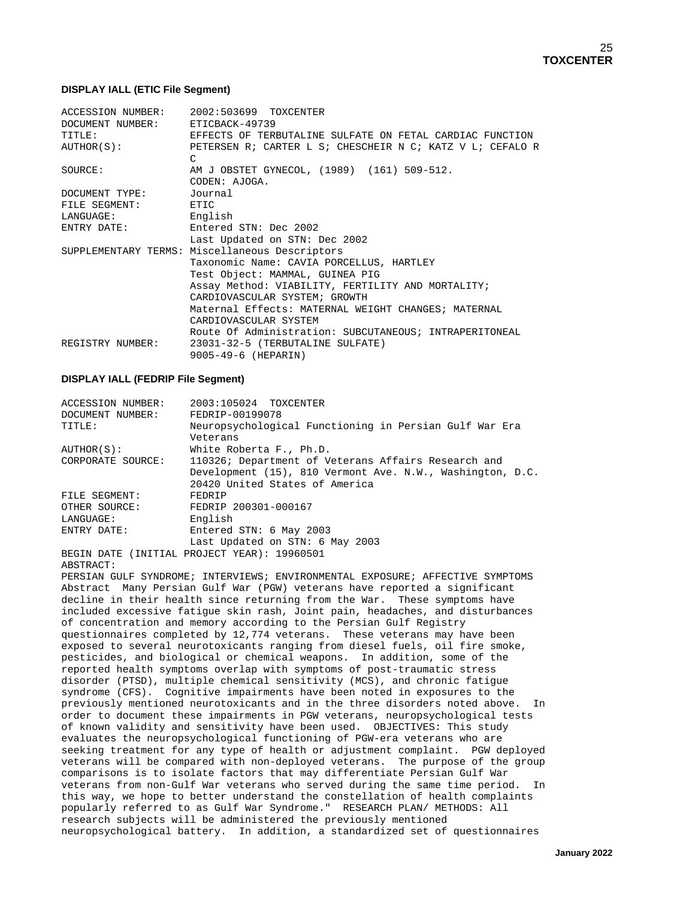**DISPLAY IALL (ETIC File Segment)**

```
ACCESSION NUMBER:    2002:503699  TOXCENTER
DOCUMENT NUMBER:     ETICBACK-49739
TITLE:               EFFECTS OF TERBUTALINE SULFATE ON FETAL CARDIAC FUNCTION
AUTHOR(S):           PETERSEN R; CARTER L S; CHESCHEIR N C; KATZ V L; CEFALO R
                     C
SOURCE:              AM J OBSTET GYNECOL, (1989)  (161) 509-512.
                     CODEN: AJOGA.
DOCUMENT TYPE:       Journal
FILE SEGMENT:        ETIC
LANGUAGE:            English
ENTRY DATE:          Entered STN: Dec 2002
                     Last Updated on STN: Dec 2002
SUPPLEMENTARY TERMS: Miscellaneous Descriptors
                     Taxonomic Name: CAVIA PORCELLUS, HARTLEY
                     Test Object: MAMMAL, GUINEA PIG
                     Assay Method: VIABILITY, FERTILITY AND MORTALITY;
                     CARDIOVASCULAR SYSTEM; GROWTH
                     Maternal Effects: MATERNAL WEIGHT CHANGES; MATERNAL
                     CARDIOVASCULAR SYSTEM
                     Route Of Administration: SUBCUTANEOUS; INTRAPERITONEAL
REGISTRY NUMBER:     23031-32-5 (TERBUTALINE SULFATE)
                     9005-49-6 (HEPARIN)
```

**DISPLAY IALL (FEDRIP File Segment)**

```
ACCESSION NUMBER:    2003:105024  TOXCENTER
DOCUMENT NUMBER:     FEDRIP-00199078
TITLE:               Neuropsychological Functioning in Persian Gulf War Era
                     Veterans
AUTHOR(S):           White Roberta F., Ph.D.
CORPORATE SOURCE:    110326; Department of Veterans Affairs Research and
                     Development (15), 810 Vermont Ave. N.W., Washington, D.C.
                     20420 United States of America
FILE SEGMENT:        FEDRIP
OTHER SOURCE:        FEDRIP 200301-000167
LANGUAGE:            English
ENTRY DATE:          Entered STN: 6 May 2003
                     Last Updated on STN: 6 May 2003
BEGIN DATE (INITIAL PROJECT YEAR): 19960501
ABSTRACT:
PERSIAN GULF SYNDROME; INTERVIEWS; ENVIRONMENTAL EXPOSURE; AFFECTIVE SYMPTOMS
Abstract  Many Persian Gulf War (PGW) veterans have reported a significant
decline in their health since returning from the War.  These symptoms have
included excessive fatigue skin rash, Joint pain, headaches, and disturbances
of concentration and memory according to the Persian Gulf Registry
questionnaires completed by 12,774 veterans.  These veterans may have been
exposed to several neurotoxicants ranging from diesel fuels, oil fire smoke,
pesticides, and biological or chemical weapons.  In addition, some of the
reported health symptoms overlap with symptoms of post-traumatic stress
disorder (PTSD), multiple chemical sensitivity (MCS), and chronic fatigue
syndrome (CFS).  Cognitive impairments have been noted in exposures to the
previously mentioned neurotoxicants and in the three disorders noted above.  In
order to document these impairments in PGW veterans, neuropsychological tests
of known validity and sensitivity have been used.  OBJECTIVES: This study
evaluates the neuropsychological functioning of PGW-era veterans who are
seeking treatment for any type of health or adjustment complaint.  PGW deployed
veterans will be compared with non-deployed veterans.  The purpose of the group
comparisons is to isolate factors that may differentiate Persian Gulf War
veterans from non-Gulf War veterans who served during the same time period.  In
this way, we hope to better understand the constellation of health complaints
popularly referred to as Gulf War Syndrome."  RESEARCH PLAN/ METHODS: All
research subjects will be administered the previously mentioned
neuropsychological battery.  In addition, a standardized set of questionnaires
```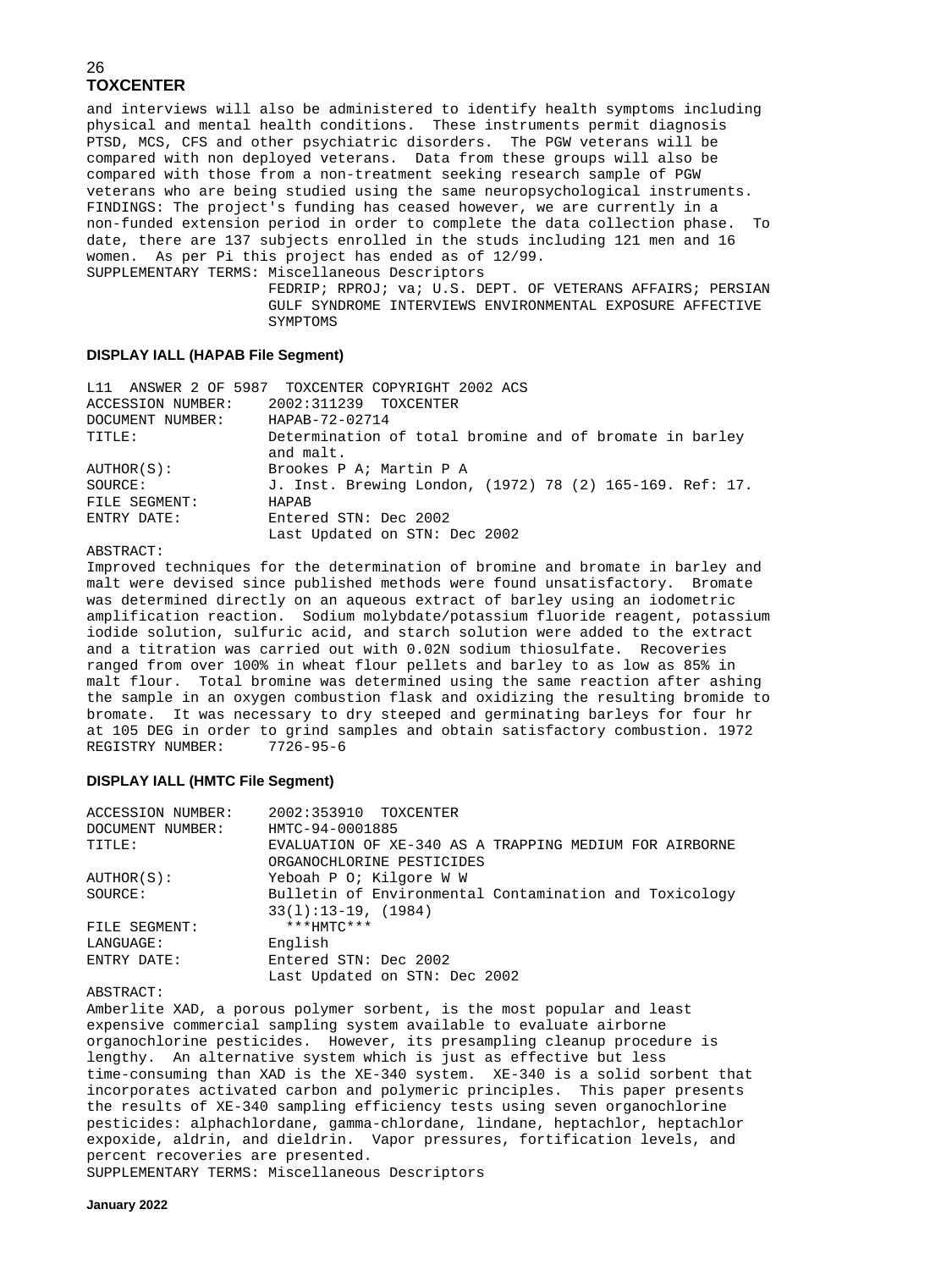and interviews will also be administered to identify health symptoms including physical and mental health conditions. These instruments permit diagnosis PTSD, MCS, CFS and other psychiatric disorders. The PGW veterans will be compared with non deployed veterans. Data from these groups will also be compared with those from a non-treatment seeking research sample of PGW veterans who are being studied using the same neuropsychological instruments. FINDINGS: The project's funding has ceased however, we are currently in a non-funded extension period in order to complete the data collection phase. To date, there are 137 subjects enrolled in the studs including 121 men and 16 women. As per Pi this project has ended as of 12/99.

SUPPLEMENTARY TERMS: Miscellaneous Descriptors
FEDRIP; RPROJ; va; U.S. DEPT. OF VETERANS AFFAIRS; PERSIAN GULF SYNDROME INTERVIEWS ENVIRONMENTAL EXPOSURE AFFECTIVE SYMPTOMS

### DISPLAY IALL (HAPAB File Segment)

```
L11  ANSWER 2 OF 5987  TOXCENTER COPYRIGHT 2002 ACS
ACCESSION NUMBER:    2002:311239  TOXCENTER
DOCUMENT NUMBER:     HAPAB-72-02714
TITLE:               Determination of total bromine and of bromate in barley
                     and malt.
AUTHOR(S):           Brookes P A; Martin P A
SOURCE:              J. Inst. Brewing London, (1972) 78 (2) 165-169. Ref: 17.
FILE SEGMENT:        HAPAB
ENTRY DATE:          Entered STN: Dec 2002
                     Last Updated on STN: Dec 2002
```

ABSTRACT:
Improved techniques for the determination of bromine and bromate in barley and malt were devised since published methods were found unsatisfactory. Bromate was determined directly on an aqueous extract of barley using an iodometric amplification reaction. Sodium molybdate/potassium fluoride reagent, potassium iodide solution, sulfuric acid, and starch solution were added to the extract and a titration was carried out with 0.02N sodium thiosulfate. Recoveries ranged from over 100% in wheat flour pellets and barley to as low as 85% in malt flour. Total bromine was determined using the same reaction after ashing the sample in an oxygen combustion flask and oxidizing the resulting bromide to bromate. It was necessary to dry steeped and germinating barleys for four hr at 105 DEG in order to grind samples and obtain satisfactory combustion. 1972
REGISTRY NUMBER: 7726-95-6

### DISPLAY IALL (HMTC File Segment)

```
ACCESSION NUMBER:    2002:353910  TOXCENTER
DOCUMENT NUMBER:     HMTC-94-0001885
TITLE:               EVALUATION OF XE-340 AS A TRAPPING MEDIUM FOR AIRBORNE
                     ORGANOCHLORINE PESTICIDES
AUTHOR(S):           Yeboah P O; Kilgore W W
SOURCE:              Bulletin of Environmental Contamination and Toxicology
                     33(l):13-19, (1984)
FILE SEGMENT:          ***HMTC***
LANGUAGE:            English
ENTRY DATE:          Entered STN: Dec 2002
                     Last Updated on STN: Dec 2002
```

ABSTRACT:
Amberlite XAD, a porous polymer sorbent, is the most popular and least expensive commercial sampling system available to evaluate airborne organochlorine pesticides. However, its presampling cleanup procedure is lengthy. An alternative system which is just as effective but less time-consuming than XAD is the XE-340 system. XE-340 is a solid sorbent that incorporates activated carbon and polymeric principles. This paper presents the results of XE-340 sampling efficiency tests using seven organochlorine pesticides: alphachlordane, gamma-chordane, lindane, heptachlor, heptachlor expoxide, aldrin, and dieldrin. Vapor pressures, fortification levels, and percent recoveries are presented.

SUPPLEMENTARY TERMS: Miscellaneous Descriptors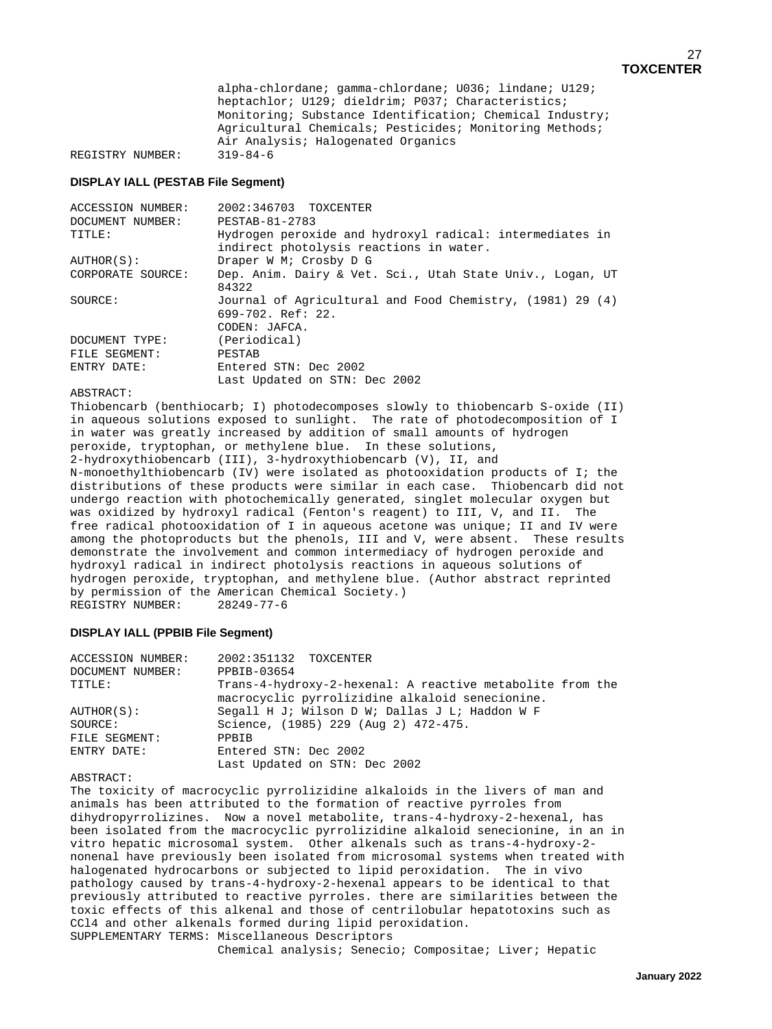alpha-chlordane; gamma-chlordane; U036; lindane; U129; heptachlor; U129; dieldrim; P037; Characteristics; Monitoring; Substance Identification; Chemical Industry; Agricultural Chemicals; Pesticides; Monitoring Methods; Air Analysis; Halogenated Organics

REGISTRY NUMBER: 319-84-6

**DISPLAY IALL (PESTAB File Segment)**

ACCESSION NUMBER: 2002:346703 TOXCENTER
DOCUMENT NUMBER: PESTAB-81-2783
TITLE: Hydrogen peroxide and hydroxyl radical: intermediates in indirect photolysis reactions in water.
AUTHOR(S): Draper W M; Crosby D G
CORPORATE SOURCE: Dep. Anim. Dairy & Vet. Sci., Utah State Univ., Logan, UT 84322
SOURCE: Journal of Agricultural and Food Chemistry, (1981) 29 (4) 699-702. Ref: 22.
CODEN: JAFCA.
DOCUMENT TYPE: (Periodical)
FILE SEGMENT: PESTAB
ENTRY DATE: Entered STN: Dec 2002
Last Updated on STN: Dec 2002

ABSTRACT:
Thiobencarb (benthiocarb; I) photodecomposes slowly to thiobencarb S-oxide (II) in aqueous solutions exposed to sunlight. The rate of photodecomposition of I in water was greatly increased by addition of small amounts of hydrogen peroxide, tryptophan, or methylene blue. In these solutions, 2-hydroxythiobencarb (III), 3-hydroxythiobencarb (V), II, and N-monoethylthiobencarb (IV) were isolated as photooxidation products of I; the distributions of these products were similar in each case. Thiobencarb did not undergo reaction with photochemically generated, singlet molecular oxygen but was oxidized by hydroxyl radical (Fenton's reagent) to III, V, and II. The free radical photooxidation of I in aqueous acetone was unique; II and IV were among the photoproducts but the phenols, III and V, were absent. These results demonstrate the involvement and common intermediacy of hydrogen peroxide and hydroxyl radical in indirect photolysis reactions in aqueous solutions of hydrogen peroxide, tryptophan, and methylene blue. (Author abstract reprinted by permission of the American Chemical Society.)

REGISTRY NUMBER: 28249-77-6

**DISPLAY IALL (PPBIB File Segment)**

ACCESSION NUMBER: 2002:351132 TOXCENTER
DOCUMENT NUMBER: PPBIB-03654
TITLE: Trans-4-hydroxy-2-hexenal: A reactive metabolite from the macrocyclic pyrrolizidine alkaloid senecionine.
AUTHOR(S): Segall H J; Wilson D W; Dallas J L; Haddon W F
SOURCE: Science, (1985) 229 (Aug 2) 472-475.
FILE SEGMENT: PPBIB
ENTRY DATE: Entered STN: Dec 2002
Last Updated on STN: Dec 2002

ABSTRACT:
The toxicity of macrocyclic pyrrolizidine alkaloids in the livers of man and animals has been attributed to the formation of reactive pyrroles from dihydropyrrolizines. Now a novel metabolite, trans-4-hydroxy-2-hexenal, has been isolated from the macrocyclic pyrrolizidine alkaloid senecionine, in an in vitro hepatic microsomal system. Other alkenals such as trans-4-hydroxy-2-nonenal have previously been isolated from microsomal systems when treated with halogenated hydrocarbons or subjected to lipid peroxidation. The in vivo pathology caused by trans-4-hydroxy-2-hexenal appears to be identical to that previously attributed to reactive pyrroles. there are similarities between the toxic effects of this alkenal and those of centrilobular hepatotoxins such as $CCl_4$ and other alkenals formed during lipid peroxidation.

SUPPLEMENTARY TERMS: Miscellaneous Descriptors
Chemical analysis; Senecio; Compositae; Liver; Hepatic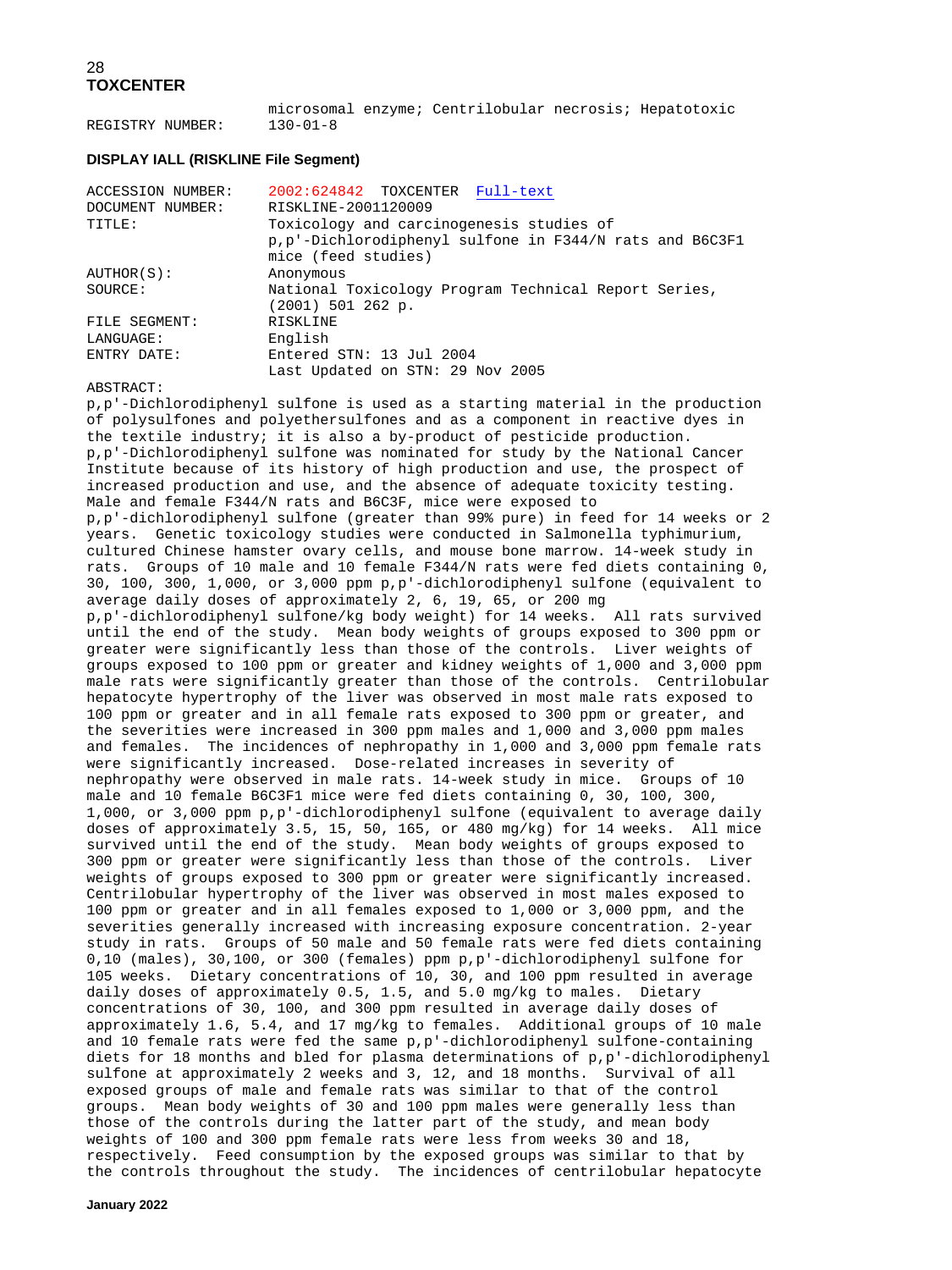microsomal enzyme; Centrilobular necrosis; Hepatotoxic
REGISTRY NUMBER: 130-01-8

**DISPLAY IALL (RISKLINE File Segment)**

| | |
|---|---|
| ACCESSION NUMBER: | 2002:624842 TOXCENTER Full-text |
| DOCUMENT NUMBER: | RISKLINE-2001120009 |
| TITLE: | Toxicology and carcinogenesis studies of p,p'-Dichlorodiphenyl sulfone in F344/N rats and B6C3F1 mice (feed studies) |
| AUTHOR(S): | Anonymous |
| SOURCE: | National Toxicology Program Technical Report Series, (2001) 501 262 p. |
| FILE SEGMENT: | RISKLINE |
| LANGUAGE: | English |
| ENTRY DATE: | Entered STN: 13 Jul 2004<br>Last Updated on STN: 29 Nov 2005 |

ABSTRACT:
p,p'-Dichlorodiphenyl sulfone is used as a starting material in the production of polysulfones and polyethersulfones and as a component in reactive dyes in the textile industry; it is also a by-product of pesticide production. p,p'-Dichlorodiphenyl sulfone was nominated for study by the National Cancer Institute because of its history of high production and use, the prospect of increased production and use, and the absence of adequate toxicity testing. Male and female F344/N rats and B6C3F, mice were exposed to p,p'-dichlorodiphenyl sulfone (greater than 99% pure) in feed for 14 weeks or 2 years. Genetic toxicology studies were conducted in Salmonella typhimurium, cultured Chinese hamster ovary cells, and mouse bone marrow. 14-week study in rats. Groups of 10 male and 10 female F344/N rats were fed diets containing 0, 30, 100, 300, 1,000, or 3,000 ppm p,p'-dichlorodiphenyl sulfone (equivalent to average daily doses of approximately 2, 6, 19, 65, or 200 mg p,p'-dichlorodiphenyl sulfone/kg body weight) for 14 weeks. All rats survived until the end of the study. Mean body weights of groups exposed to 300 ppm or greater were significantly less than those of the controls. Liver weights of groups exposed to 100 ppm or greater and kidney weights of 1,000 and 3,000 ppm male rats were significantly greater than those of the controls. Centrilobular hepatocyte hypertrophy of the liver was observed in most male rats exposed to 100 ppm or greater and in all female rats exposed to 300 ppm or greater, and the severities were increased in 300 ppm males and 1,000 and 3,000 ppm males and females. The incidences of nephropathy in 1,000 and 3,000 ppm female rats were significantly increased. Dose-related increases in severity of nephropathy were observed in male rats. 14-week study in mice. Groups of 10 male and 10 female B6C3F1 mice were fed diets containing 0, 30, 100, 300, 1,000, or 3,000 ppm p,p'-dichlorodiphenyl sulfone (equivalent to average daily doses of approximately 3.5, 15, 50, 165, or 480 mg/kg) for 14 weeks. All mice survived until the end of the study. Mean body weights of groups exposed to 300 ppm or greater were significantly less than those of the controls. Liver weights of groups exposed to 300 ppm or greater were significantly increased. Centrilobular hypertrophy of the liver was observed in most males exposed to 100 ppm or greater and in all females exposed to 1,000 or 3,000 ppm, and the severities generally increased with increasing exposure concentration. 2-year study in rats. Groups of 50 male and 50 female rats were fed diets containing 0,10 (males), 30,100, or 300 (females) ppm p,p'-dichlorodiphenyl sulfone for 105 weeks. Dietary concentrations of 10, 30, and 100 ppm resulted in average daily doses of approximately 0.5, 1.5, and 5.0 mg/kg to males. Dietary concentrations of 30, 100, and 300 ppm resulted in average daily doses of approximately 1.6, 5.4, and 17 mg/kg to females. Additional groups of 10 male and 10 female rats were fed the same p,p'-dichlorodiphenyl sulfone-containing diets for 18 months and bled for plasma determinations of p,p'-dichlorodiphenyl sulfone at approximately 2 weeks and 3, 12, and 18 months. Survival of all exposed groups of male and female rats was similar to that of the control groups. Mean body weights of 30 and 100 ppm males were generally less than those of the controls during the latter part of the study, and mean body weights of 100 and 300 ppm female rats were less from weeks 30 and 18, respectively. Feed consumption by the exposed groups was similar to that by the controls throughout the study. The incidences of centrilobular hepatocyte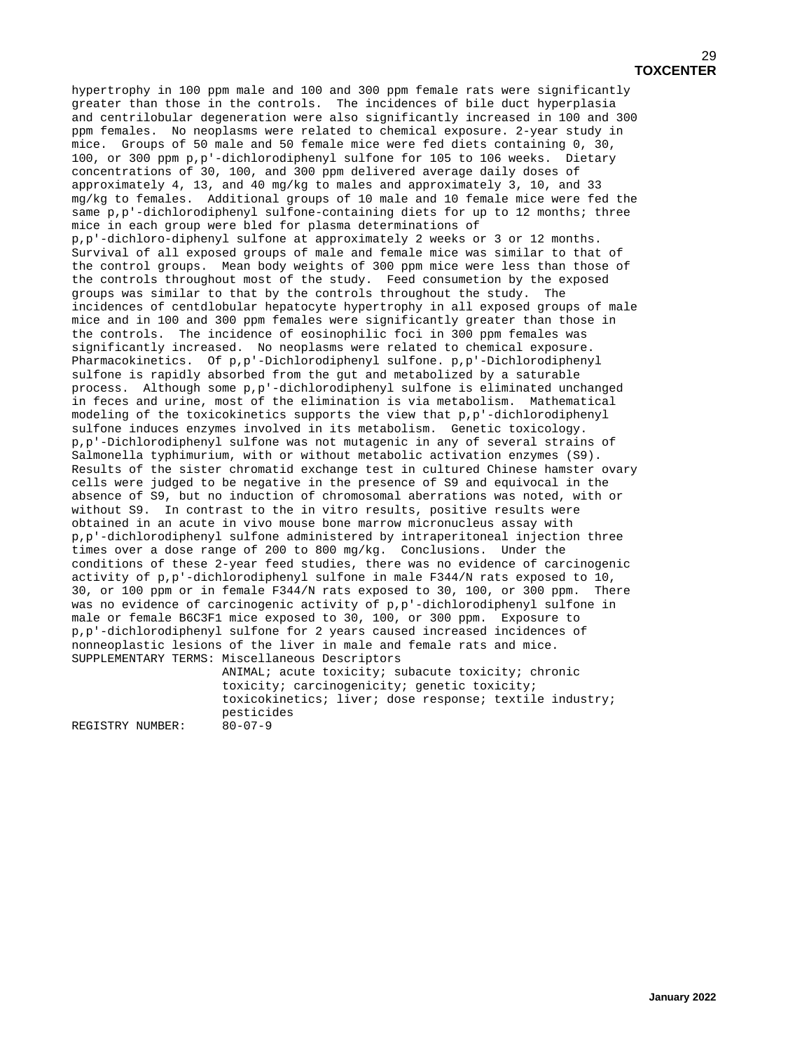hypertrophy in 100 ppm male and 100 and 300 ppm female rats were significantly greater than those in the controls. The incidences of bile duct hyperplasia and centrilobular degeneration were also significantly increased in 100 and 300 ppm females. No neoplasms were related to chemical exposure. 2-year study in mice. Groups of 50 male and 50 female mice were fed diets containing 0, 30, 100, or 300 ppm p,p'-dichlorodiphenyl sulfone for 105 to 106 weeks. Dietary concentrations of 30, 100, and 300 ppm delivered average daily doses of approximately 4, 13, and 40 mg/kg to males and approximately 3, 10, and 33 mg/kg to females. Additional groups of 10 male and 10 female mice were fed the same p,p'-dichlorodiphenyl sulfone-containing diets for up to 12 months; three mice in each group were bled for plasma determinations of p,p'-dichloro-diphenyl sulfone at approximately 2 weeks or 3 or 12 months. Survival of all exposed groups of male and female mice was similar to that of the control groups. Mean body weights of 300 ppm mice were less than those of the controls throughout most of the study. Feed consumetion by the exposed groups was similar to that by the controls throughout the study. The incidences of centdlobular hepatocyte hypertrophy in all exposed groups of male mice and in 100 and 300 ppm females were significantly greater than those in the controls. The incidence of eosinophilic foci in 300 ppm females was significantly increased. No neoplasms were related to chemical exposure. Pharmacokinetics. Of p,p'-Dichlorodiphenyl sulfone. p,p'-Dichlorodiphenyl sulfone is rapidly absorbed from the gut and metabolized by a saturable process. Although some p,p'-dichlorodiphenyl sulfone is eliminated unchanged in feces and urine, most of the elimination is via metabolism. Mathematical modeling of the toxicokinetics supports the view that p,p'-dichlorodiphenyl sulfone induces enzymes involved in its metabolism. Genetic toxicology. p,p'-Dichlorodiphenyl sulfone was not mutagenic in any of several strains of Salmonella typhimurium, with or without metabolic activation enzymes (S9). Results of the sister chromatid exchange test in cultured Chinese hamster ovary cells were judged to be negative in the presence of S9 and equivocal in the absence of S9, but no induction of chromosomal aberrations was noted, with or without S9. In contrast to the in vitro results, positive results were obtained in an acute in vivo mouse bone marrow micronucleus assay with p,p'-dichlorodiphenyl sulfone administered by intraperitoneal injection three times over a dose range of 200 to 800 mg/kg. Conclusions. Under the conditions of these 2-year feed studies, there was no evidence of carcinogenic activity of p,p'-dichlorodiphenyl sulfone in male F344/N rats exposed to 10, 30, or 100 ppm or in female F344/N rats exposed to 30, 100, or 300 ppm. There was no evidence of carcinogenic activity of p,p'-dichlorodiphenyl sulfone in male or female B6C3F1 mice exposed to 30, 100, or 300 ppm. Exposure to p,p'-dichlorodiphenyl sulfone for 2 years caused increased incidences of nonneoplastic lesions of the liver in male and female rats and mice.

SUPPLEMENTARY TERMS: Miscellaneous Descriptors
ANIMAL; acute toxicity; subacute toxicity; chronic toxicity; carcinogenicity; genetic toxicity; toxicokinetics; liver; dose response; textile industry; pesticides

REGISTRY NUMBER: 80-07-9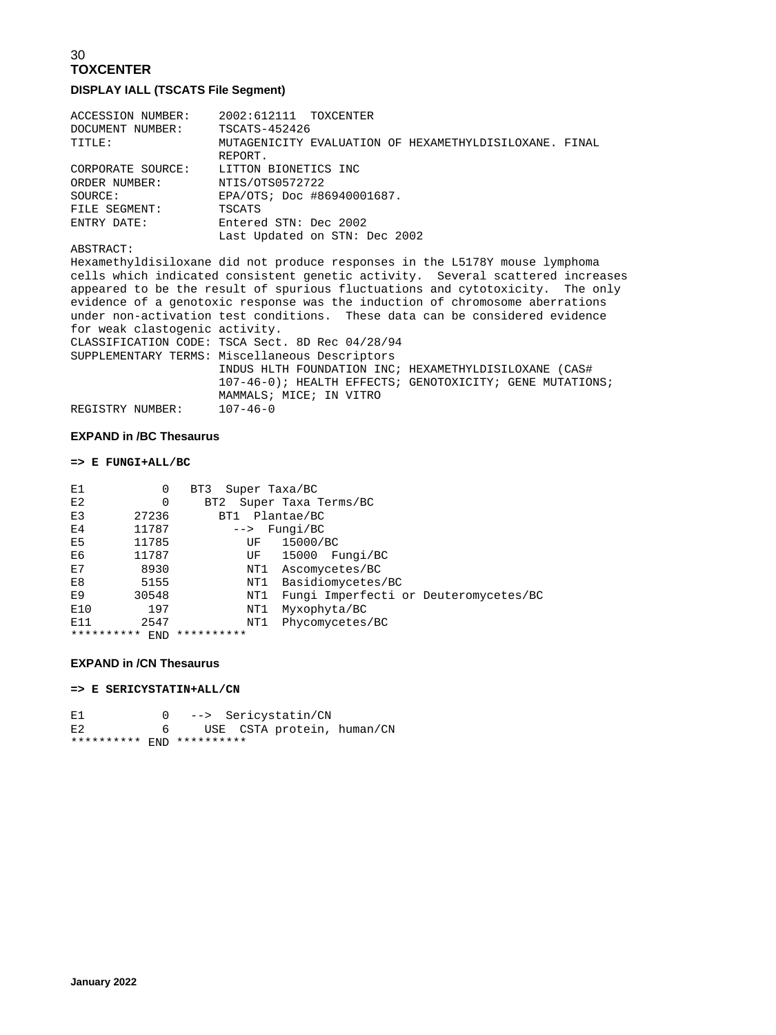## TOXCENTER

### DISPLAY IALL (TSCATS File Segment)

```
ACCESSION NUMBER:    2002:612111  TOXCENTER
DOCUMENT NUMBER:     TSCATS-452426
TITLE:               MUTAGENICITY EVALUATION OF HEXAMETHYLDISILOXANE. FINAL
                     REPORT.
CORPORATE SOURCE:    LITTON BIONETICS INC
ORDER NUMBER:        NTIS/OTS0572722
SOURCE:              EPA/OTS; Doc #86940001687.
FILE SEGMENT:        TSCATS
ENTRY DATE:          Entered STN: Dec 2002
                     Last Updated on STN: Dec 2002
ABSTRACT:
Hexamethyldisiloxane did not produce responses in the L5178Y mouse lymphoma
cells which indicated consistent genetic activity.  Several scattered increases
appeared to be the result of spurious fluctuations and cytotoxicity.  The only
evidence of a genotoxic response was the induction of chromosome aberrations
under non-activation test conditions.  These data can be considered evidence
for weak clastogenic activity.
CLASSIFICATION CODE: TSCA Sect. 8D Rec 04/28/94
SUPPLEMENTARY TERMS: Miscellaneous Descriptors
                     INDUS HLTH FOUNDATION INC; HEXAMETHYLDISILOXANE (CAS#
                     107-46-0); HEALTH EFFECTS; GENOTOXICITY; GENE MUTATIONS;
                     MAMMALS; MICE; IN VITRO
REGISTRY NUMBER:     107-46-0
```

### EXPAND in /BC Thesaurus

**=> E FUNGI+ALL/BC**

```
E1           0   BT3  Super Taxa/BC
E2           0     BT2  Super Taxa Terms/BC
E3       27236       BT1  Plantae/BC
E4       11787         -->  Fungi/BC
E5       11785           UF   15000/BC
E6       11787           UF   15000  Fungi/BC
E7        8930           NT1  Ascomycetes/BC
E8        5155           NT1  Basidiomycetes/BC
E9       30548           NT1  Fungi Imperfecti or Deuteromycetes/BC
E10        197           NT1  Myxophyta/BC
E11       2547           NT1  Phycomycetes/BC
********** END **********
```

### EXPAND in /CN Thesaurus

**=> E SERICYSTATIN+ALL/CN**

```
E1           0   -->  Sericystatin/CN
E2           6     USE  CSTA protein, human/CN
********** END **********
```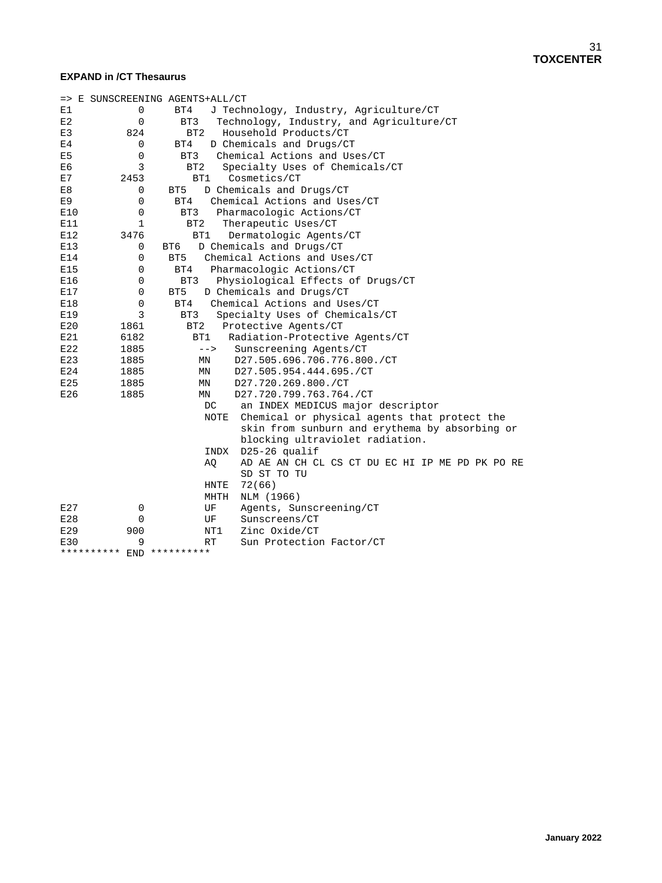**EXPAND in /CT Thesaurus**

```
=> E SUNSCREENING AGENTS+ALL/CT
E1          0     BT4   J Technology, Industry, Agriculture/CT
E2          0      BT3   Technology, Industry, and Agriculture/CT
E3        824       BT2   Household Products/CT
E4          0     BT4   D Chemicals and Drugs/CT
E5          0      BT3   Chemical Actions and Uses/CT
E6          3       BT2   Specialty Uses of Chemicals/CT
E7       2453        BT1   Cosmetics/CT
E8          0    BT5   D Chemicals and Drugs/CT
E9          0     BT4   Chemical Actions and Uses/CT
E10         0      BT3   Pharmacologic Actions/CT
E11         1       BT2   Therapeutic Uses/CT
E12      3476        BT1   Dermatologic Agents/CT
E13         0   BT6   D Chemicals and Drugs/CT
E14         0    BT5   Chemical Actions and Uses/CT
E15         0     BT4   Pharmacologic Actions/CT
E16         0      BT3   Physiological Effects of Drugs/CT
E17         0    BT5   D Chemicals and Drugs/CT
E18         0     BT4   Chemical Actions and Uses/CT
E19         3      BT3   Specialty Uses of Chemicals/CT
E20      1861       BT2   Protective Agents/CT
E21      6182        BT1   Radiation-Protective Agents/CT
E22      1885         -->   Sunscreening Agents/CT
E23      1885         MN    D27.505.696.706.776.800./CT
E24      1885         MN    D27.505.954.444.695./CT
E25      1885         MN    D27.720.269.800./CT
E26      1885         MN    D27.720.799.763.764./CT
                       DC    an INDEX MEDICUS major descriptor
                       NOTE  Chemical or physical agents that protect the
                             skin from sunburn and erythema by absorbing or
                             blocking ultraviolet radiation.
                       INDX  D25-26 qualif
                       AQ    AD AE AN CH CL CS CT DU EC HI IP ME PD PK PO RE
                             SD ST TO TU
                       HNTE  72(66)
                       MHTH  NLM (1966)
E27         0         UF    Agents, Sunscreening/CT
E28         0         UF    Sunscreens/CT
E29       900         NT1   Zinc Oxide/CT
E30         9         RT    Sun Protection Factor/CT
********** END **********
```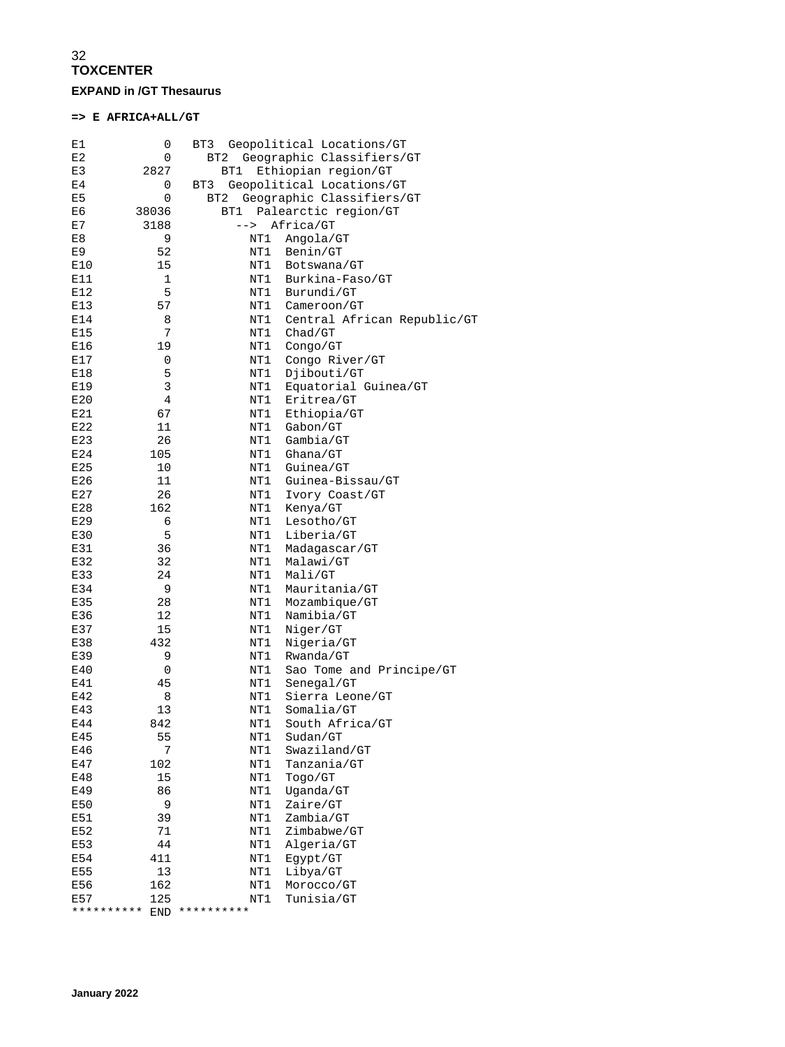**TOXCENTER**

**EXPAND in /GT Thesaurus**

**=> E AFRICA+ALL/GT**

```
E1           0   BT3  Geopolitical Locations/GT
E2           0     BT2  Geographic Classifiers/GT
E3        2827       BT1  Ethiopian region/GT
E4           0   BT3  Geopolitical Locations/GT
E5           0     BT2  Geographic Classifiers/GT
E6       38036       BT1  Palearctic region/GT
E7        3188         -->  Africa/GT
E8           9           NT1  Angola/GT
E9          52           NT1  Benin/GT
E10         15           NT1  Botswana/GT
E11          1           NT1  Burkina-Faso/GT
E12          5           NT1  Burundi/GT
E13         57           NT1  Cameroon/GT
E14          8           NT1  Central African Republic/GT
E15          7           NT1  Chad/GT
E16         19           NT1  Congo/GT
E17          0           NT1  Congo River/GT
E18          5           NT1  Djibouti/GT
E19          3           NT1  Equatorial Guinea/GT
E20          4           NT1  Eritrea/GT
E21         67           NT1  Ethiopia/GT
E22         11           NT1  Gabon/GT
E23         26           NT1  Gambia/GT
E24        105           NT1  Ghana/GT
E25         10           NT1  Guinea/GT
E26         11           NT1  Guinea-Bissau/GT
E27         26           NT1  Ivory Coast/GT
E28        162           NT1  Kenya/GT
E29          6           NT1  Lesotho/GT
E30          5           NT1  Liberia/GT
E31         36           NT1  Madagascar/GT
E32         32           NT1  Malawi/GT
E33         24           NT1  Mali/GT
E34          9           NT1  Mauritania/GT
E35         28           NT1  Mozambique/GT
E36         12           NT1  Namibia/GT
E37         15           NT1  Niger/GT
E38        432           NT1  Nigeria/GT
E39          9           NT1  Rwanda/GT
E40          0           NT1  Sao Tome and Principe/GT
E41         45           NT1  Senegal/GT
E42          8           NT1  Sierra Leone/GT
E43         13           NT1  Somalia/GT
E44        842           NT1  South Africa/GT
E45         55           NT1  Sudan/GT
E46          7           NT1  Swaziland/GT
E47        102           NT1  Tanzania/GT
E48         15           NT1  Togo/GT
E49         86           NT1  Uganda/GT
E50          9           NT1  Zaire/GT
E51         39           NT1  Zambia/GT
E52         71           NT1  Zimbabwe/GT
E53         44           NT1  Algeria/GT
E54        411           NT1  Egypt/GT
E55         13           NT1  Libya/GT
E56        162           NT1  Morocco/GT
E57        125           NT1  Tunisia/GT
********** END **********
```

**January 2022**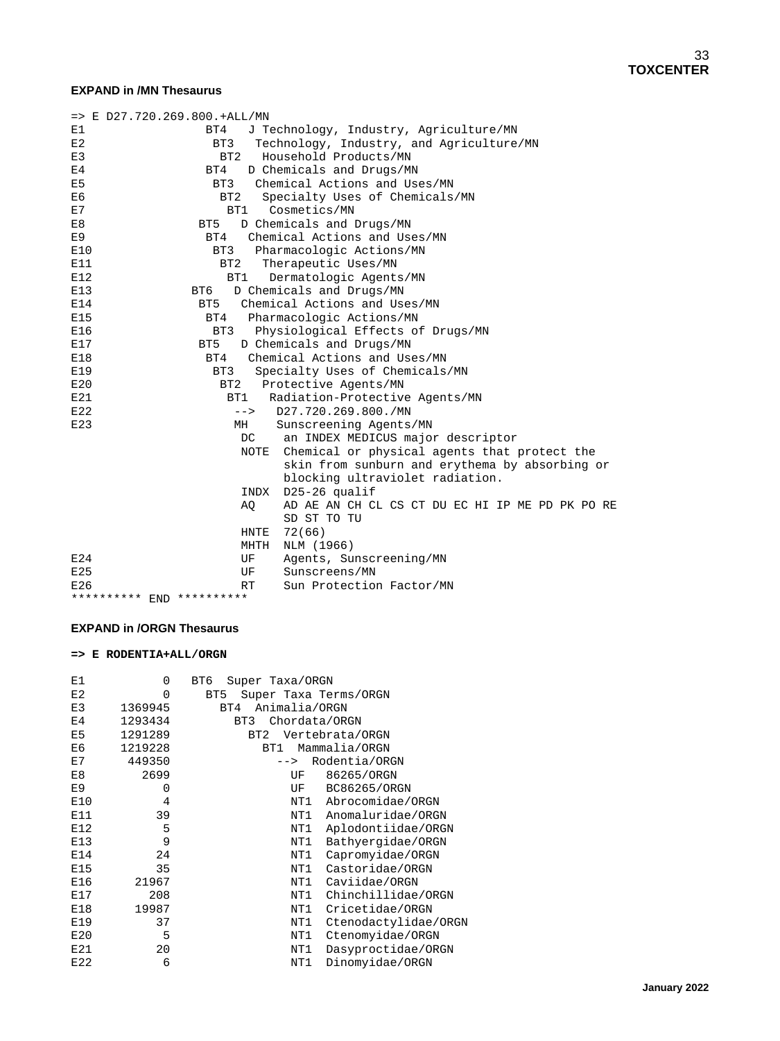**EXPAND in /MN Thesaurus**

```
=> E D27.720.269.800.+ALL/MN
E1               BT4   J Technology, Industry, Agriculture/MN
E2                BT3   Technology, Industry, and Agriculture/MN
E3                 BT2   Household Products/MN
E4               BT4   D Chemicals and Drugs/MN
E5                BT3   Chemical Actions and Uses/MN
E6                 BT2   Specialty Uses of Chemicals/MN
E7                  BT1   Cosmetics/MN
E8              BT5   D Chemicals and Drugs/MN
E9               BT4   Chemical Actions and Uses/MN
E10               BT3   Pharmacologic Actions/MN
E11                BT2   Therapeutic Uses/MN
E12                 BT1   Dermatologic Agents/MN
E13            BT6   D Chemicals and Drugs/MN
E14             BT5   Chemical Actions and Uses/MN
E15              BT4   Pharmacologic Actions/MN
E16               BT3   Physiological Effects of Drugs/MN
E17             BT5   D Chemicals and Drugs/MN
E18              BT4   Chemical Actions and Uses/MN
E19               BT3   Specialty Uses of Chemicals/MN
E20                BT2   Protective Agents/MN
E21                 BT1   Radiation-Protective Agents/MN
E22                  -->   D27.720.269.800./MN
E23                  MH    Sunscreening Agents/MN
                      DC    an INDEX MEDICUS major descriptor
                      NOTE  Chemical or physical agents that protect the
                            skin from sunburn and erythema by absorbing or
                            blocking ultraviolet radiation.
                      INDX  D25-26 qualif
                      AQ    AD AE AN CH CL CS CT DU EC HI IP ME PD PK PO RE
                            SD ST TO TU
                      HNTE  72(66)
                      MHTH  NLM (1966)
E24                   UF    Agents, Sunscreening/MN
E25                   UF    Sunscreens/MN
E26                   RT    Sun Protection Factor/MN
********** END **********
```

**EXPAND in /ORGN Thesaurus**

**=> E RODENTIA+ALL/ORGN**

```
E1           0   BT6  Super Taxa/ORGN
E2           0     BT5  Super Taxa Terms/ORGN
E3     1369945       BT4  Animalia/ORGN
E4     1293434         BT3  Chordata/ORGN
E5     1291289           BT2  Vertebrata/ORGN
E6     1219228             BT1  Mammalia/ORGN
E7      449350               -->  Rodentia/ORGN
E8        2699                 UF   86265/ORGN
E9           0                 UF   BC86265/ORGN
E10          4                 NT1  Abrocomidae/ORGN
E11         39                 NT1  Anomaluridae/ORGN
E12          5                 NT1  Aplodontiidae/ORGN
E13          9                 NT1  Bathyergidae/ORGN
E14         24                 NT1  Capromyidae/ORGN
E15         35                 NT1  Castoridae/ORGN
E16      21967                 NT1  Caviidae/ORGN
E17        208                 NT1  Chinchillidae/ORGN
E18      19987                 NT1  Cricetidae/ORGN
E19         37                 NT1  Ctenodactylidae/ORGN
E20          5                 NT1  Ctenomyidae/ORGN
E21         20                 NT1  Dasyproctidae/ORGN
E22          6                 NT1  Dinomyidae/ORGN
```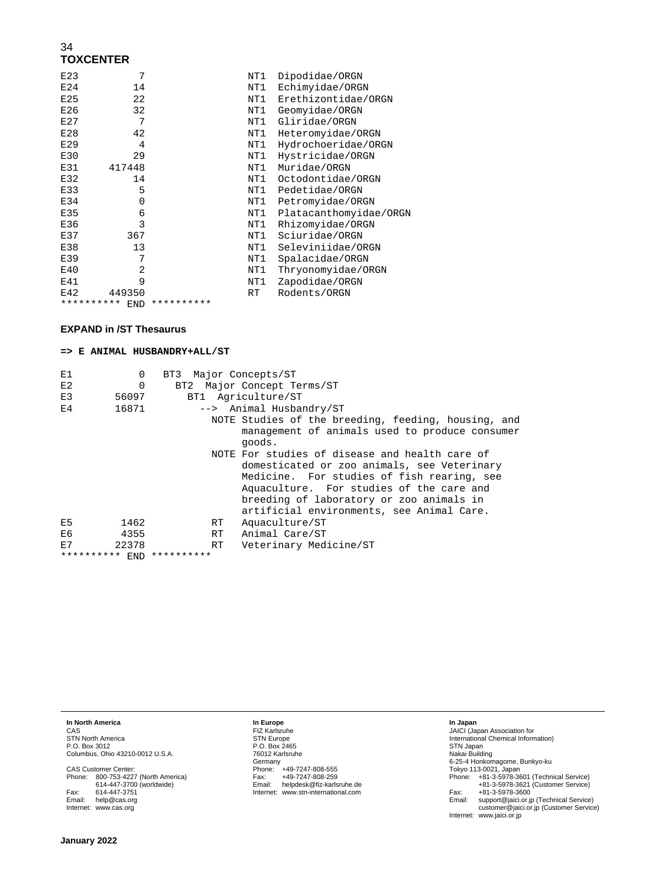```
E23        7            NT1  Dipodidae/ORGN
E24       14            NT1  Echimyidae/ORGN
E25       22            NT1  Erethizontidae/ORGN
E26       32            NT1  Geomyidae/ORGN
E27        7            NT1  Gliridae/ORGN
E28       42            NT1  Heteromyidae/ORGN
E29        4            NT1  Hydrochoeridae/ORGN
E30       29            NT1  Hystricidae/ORGN
E31   417448            NT1  Muridae/ORGN
E32       14            NT1  Octodontidae/ORGN
E33        5            NT1  Pedetidae/ORGN
E34        0            NT1  Petromyidae/ORGN
E35        6            NT1  Platacanthomyidae/ORGN
E36        3            NT1  Rhizomyidae/ORGN
E37      367            NT1  Sciuridae/ORGN
E38       13            NT1  Seleviniidae/ORGN
E39        7            NT1  Spalacidae/ORGN
E40        2            NT1  Thryonomyidae/ORGN
E41        9            NT1  Zapodidae/ORGN
E42   449350            RT   Rodents/ORGN
********** END **********
```

**EXPAND in /ST Thesaurus**

**=> E ANIMAL HUSBANDRY+ALL/ST**

```
E1          0   BT3  Major Concepts/ST
E2          0     BT2  Major Concept Terms/ST
E3      56097       BT1  Agriculture/ST
E4      16871         --> Animal Husbandry/ST
                   NOTE Studies of the breeding, feeding, housing, and
                        management of animals used to produce consumer
                        goods.
                   NOTE For studies of disease and health care of
                        domesticated or zoo animals, see Veterinary
                        Medicine.  For studies of fish rearing, see
                        Aquaculture.  For studies of the care and
                        breeding of laboratory or zoo animals in
                        artificial environments, see Animal Care.
E5       1462           RT   Aquaculture/ST
E6       4355           RT   Animal Care/ST
E7      22378           RT   Veterinary Medicine/ST
********** END **********
```

**In North America**
CAS
STN North America
P.O. Box 3012
Columbus, Ohio 43210-0012 U.S.A.

CAS Customer Center:
Phone: 800-753-4227 (North America)
614-447-3700 (worldwide)
Fax: 614-447-3751
Email: help@cas.org
Internet: www.cas.org

**In Europe**
FIZ Karlsruhe
STN Europe
P.O. Box 2465
76012 Karlsruhe
Germany
Phone: +49-7247-808-555
Fax: +49-7247-808-259
Email: helpdesk@fiz-karlsruhe.de
Internet: www.stn-international.com

**In Japan**
JAICI (Japan Association for International Chemical Information)
STN Japan
Nakai Building
6-25-4 Honkomagome, Bunkyo-ku
Tokyo 113-0021, Japan
Phone: +81-3-5978-3601 (Technical Service)
+81-3-5978-3621 (Customer Service)
Fax: +81-3-5978-3600
Email: support@jaici.or.jp (Technical Service)
customer@jaici.or.jp (Customer Service)
Internet: www.jaici.or.jp

**January 2022**